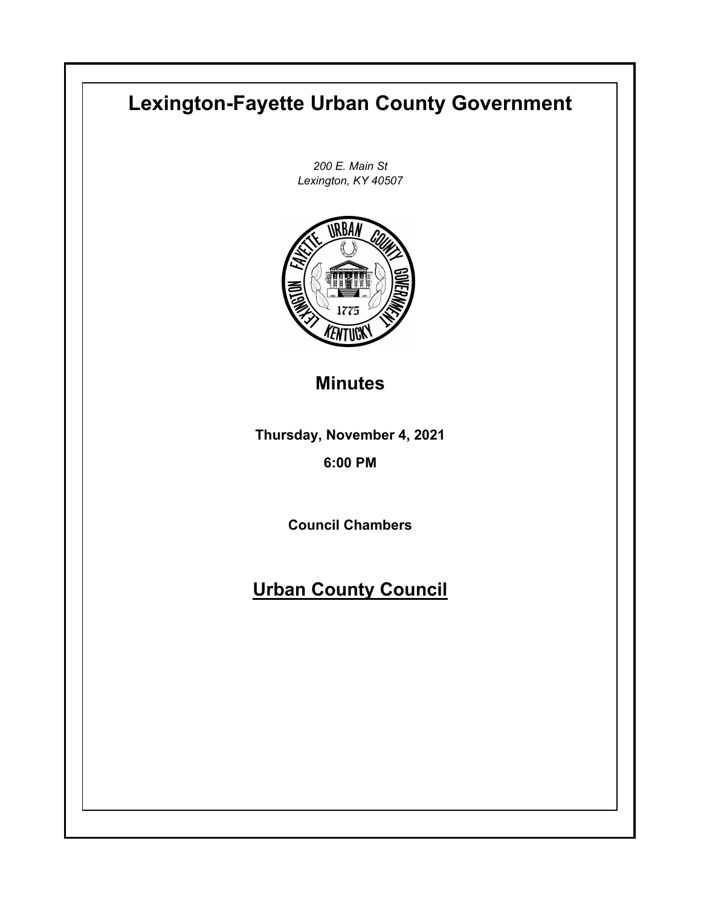# Lexington-Fayette Urban County Government

*200 E. Main St*
*Lexington, KY 40507*

## Minutes

**Thursday, November 4, 2021**

**6:00 PM**

**Council Chambers**

## Urban County Council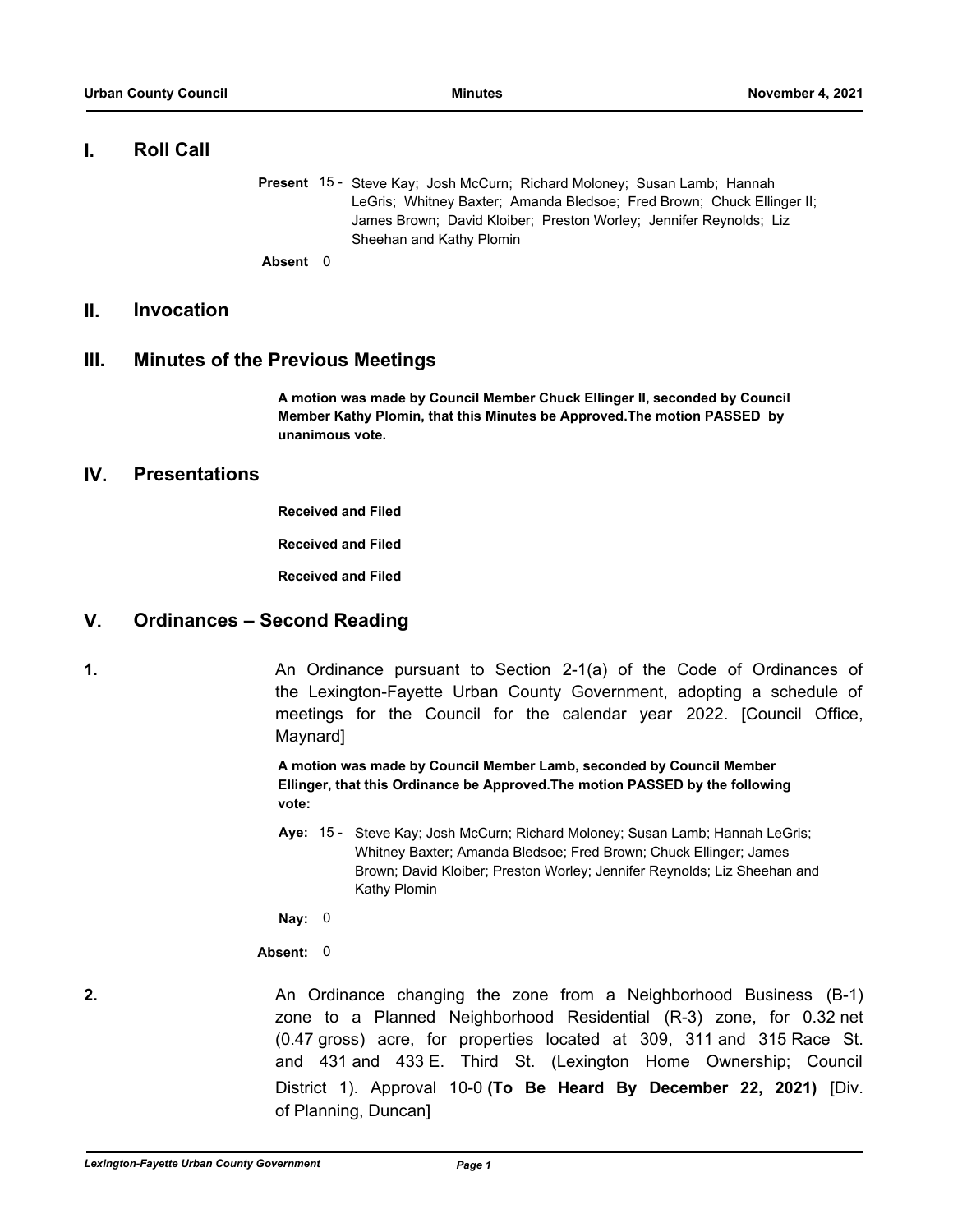## I. Roll Call

**Present** 15 - Steve Kay; Josh McCurn; Richard Moloney; Susan Lamb; Hannah LeGris; Whitney Baxter; Amanda Bledsoe; Fred Brown; Chuck Ellinger II; James Brown; David Kloiber; Preston Worley; Jennifer Reynolds; Liz Sheehan and Kathy Plomin

**Absent** 0

## II. Invocation

## III. Minutes of the Previous Meetings

**A motion was made by Council Member Chuck Ellinger II, seconded by Council Member Kathy Plomin, that this Minutes be Approved.The motion PASSED by unanimous vote.**

## IV. Presentations

**Received and Filed**

**Received and Filed**

**Received and Filed**

## V. Ordinances – Second Reading

**1.** An Ordinance pursuant to Section 2-1(a) of the Code of Ordinances of the Lexington-Fayette Urban County Government, adopting a schedule of meetings for the Council for the calendar year 2022. [Council Office, Maynard]

**A motion was made by Council Member Lamb, seconded by Council Member Ellinger, that this Ordinance be Approved.The motion PASSED by the following vote:**

**Aye:** 15 - Steve Kay; Josh McCurn; Richard Moloney; Susan Lamb; Hannah LeGris; Whitney Baxter; Amanda Bledsoe; Fred Brown; Chuck Ellinger; James Brown; David Kloiber; Preston Worley; Jennifer Reynolds; Liz Sheehan and Kathy Plomin

**Nay:** 0

**Absent:** 0

**2.** An Ordinance changing the zone from a Neighborhood Business (B-1) zone to a Planned Neighborhood Residential (R-3) zone, for 0.32 net (0.47 gross) acre, for properties located at 309, 311 and 315 Race St. and 431 and 433 E. Third St. (Lexington Home Ownership; Council District 1). Approval 10-0 **(To Be Heard By December 22, 2021)** [Div. of Planning, Duncan]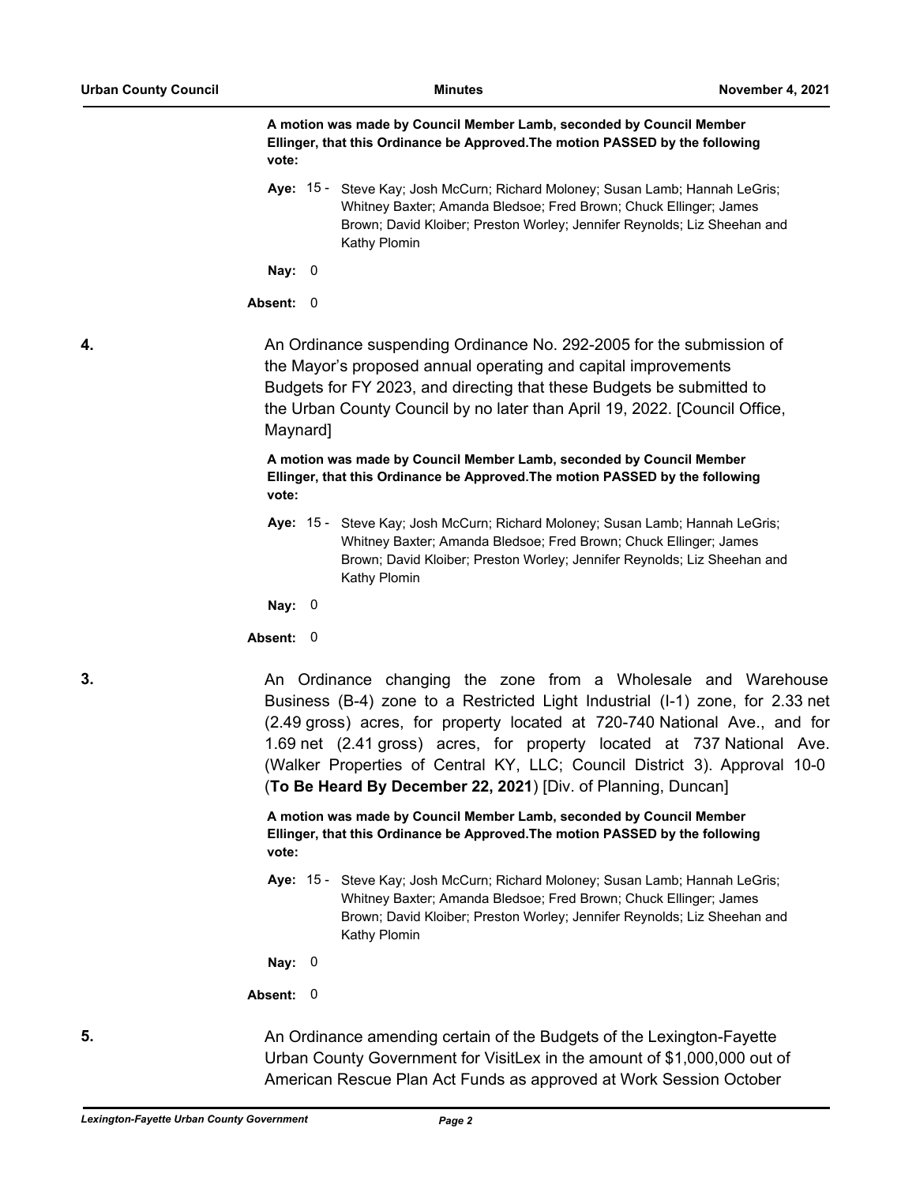**A motion was made by Council Member Lamb, seconded by Council Member Ellinger, that this Ordinance be Approved.The motion PASSED by the following vote:**

**Aye:** 15 - Steve Kay; Josh McCurn; Richard Moloney; Susan Lamb; Hannah LeGris; Whitney Baxter; Amanda Bledsoe; Fred Brown; Chuck Ellinger; James Brown; David Kloiber; Preston Worley; Jennifer Reynolds; Liz Sheehan and Kathy Plomin

**Nay:** 0

**Absent:** 0

**4.** An Ordinance suspending Ordinance No. 292-2005 for the submission of the Mayor's proposed annual operating and capital improvements Budgets for FY 2023, and directing that these Budgets be submitted to the Urban County Council by no later than April 19, 2022. [Council Office, Maynard]

**A motion was made by Council Member Lamb, seconded by Council Member Ellinger, that this Ordinance be Approved.The motion PASSED by the following vote:**

**Aye:** 15 - Steve Kay; Josh McCurn; Richard Moloney; Susan Lamb; Hannah LeGris; Whitney Baxter; Amanda Bledsoe; Fred Brown; Chuck Ellinger; James Brown; David Kloiber; Preston Worley; Jennifer Reynolds; Liz Sheehan and Kathy Plomin

**Nay:** 0

**Absent:** 0

**3.** An Ordinance changing the zone from a Wholesale and Warehouse Business (B-4) zone to a Restricted Light Industrial (I-1) zone, for 2.33 net (2.49 gross) acres, for property located at 720-740 National Ave., and for 1.69 net (2.41 gross) acres, for property located at 737 National Ave. (Walker Properties of Central KY, LLC; Council District 3). Approval 10-0 (**To Be Heard By December 22, 2021**) [Div. of Planning, Duncan]

**A motion was made by Council Member Lamb, seconded by Council Member Ellinger, that this Ordinance be Approved.The motion PASSED by the following vote:**

**Aye:** 15 - Steve Kay; Josh McCurn; Richard Moloney; Susan Lamb; Hannah LeGris; Whitney Baxter; Amanda Bledsoe; Fred Brown; Chuck Ellinger; James Brown; David Kloiber; Preston Worley; Jennifer Reynolds; Liz Sheehan and Kathy Plomin

**Nay:** 0

**Absent:** 0

**5.** An Ordinance amending certain of the Budgets of the Lexington-Fayette Urban County Government for VisitLex in the amount of $1,000,000 out of American Rescue Plan Act Funds as approved at Work Session October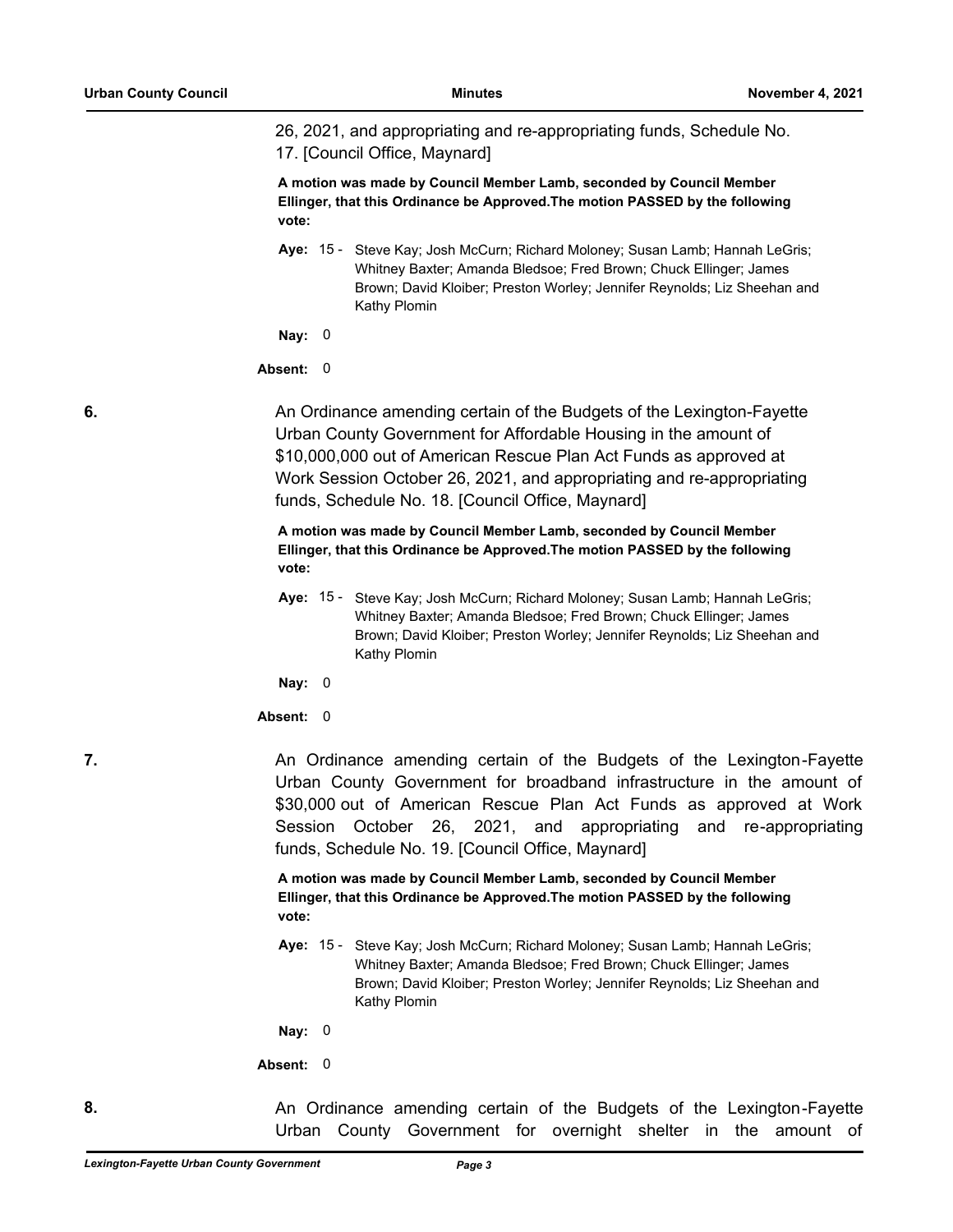26, 2021, and appropriating and re-appropriating funds, Schedule No. 17. [Council Office, Maynard]

**A motion was made by Council Member Lamb, seconded by Council Member Ellinger, that this Ordinance be Approved.The motion PASSED by the following vote:**

**Aye:** 15 - Steve Kay; Josh McCurn; Richard Moloney; Susan Lamb; Hannah LeGris; Whitney Baxter; Amanda Bledsoe; Fred Brown; Chuck Ellinger; James Brown; David Kloiber; Preston Worley; Jennifer Reynolds; Liz Sheehan and Kathy Plomin

**Nay:** 0

**Absent:** 0

**6.** An Ordinance amending certain of the Budgets of the Lexington-Fayette Urban County Government for Affordable Housing in the amount of $10,000,000 out of American Rescue Plan Act Funds as approved at Work Session October 26, 2021, and appropriating and re-appropriating funds, Schedule No. 18. [Council Office, Maynard]

**A motion was made by Council Member Lamb, seconded by Council Member Ellinger, that this Ordinance be Approved.The motion PASSED by the following vote:**

**Aye:** 15 - Steve Kay; Josh McCurn; Richard Moloney; Susan Lamb; Hannah LeGris; Whitney Baxter; Amanda Bledsoe; Fred Brown; Chuck Ellinger; James Brown; David Kloiber; Preston Worley; Jennifer Reynolds; Liz Sheehan and Kathy Plomin

**Nay:** 0

**Absent:** 0

**7.** An Ordinance amending certain of the Budgets of the Lexington-Fayette Urban County Government for broadband infrastructure in the amount of $30,000 out of American Rescue Plan Act Funds as approved at Work Session October 26, 2021, and appropriating and re-appropriating funds, Schedule No. 19. [Council Office, Maynard]

**A motion was made by Council Member Lamb, seconded by Council Member Ellinger, that this Ordinance be Approved.The motion PASSED by the following vote:**

**Aye:** 15 - Steve Kay; Josh McCurn; Richard Moloney; Susan Lamb; Hannah LeGris; Whitney Baxter; Amanda Bledsoe; Fred Brown; Chuck Ellinger; James Brown; David Kloiber; Preston Worley; Jennifer Reynolds; Liz Sheehan and Kathy Plomin

**Nay:** 0

**Absent:** 0

**8.** An Ordinance amending certain of the Budgets of the Lexington-Fayette Urban County Government for overnight shelter in the amount of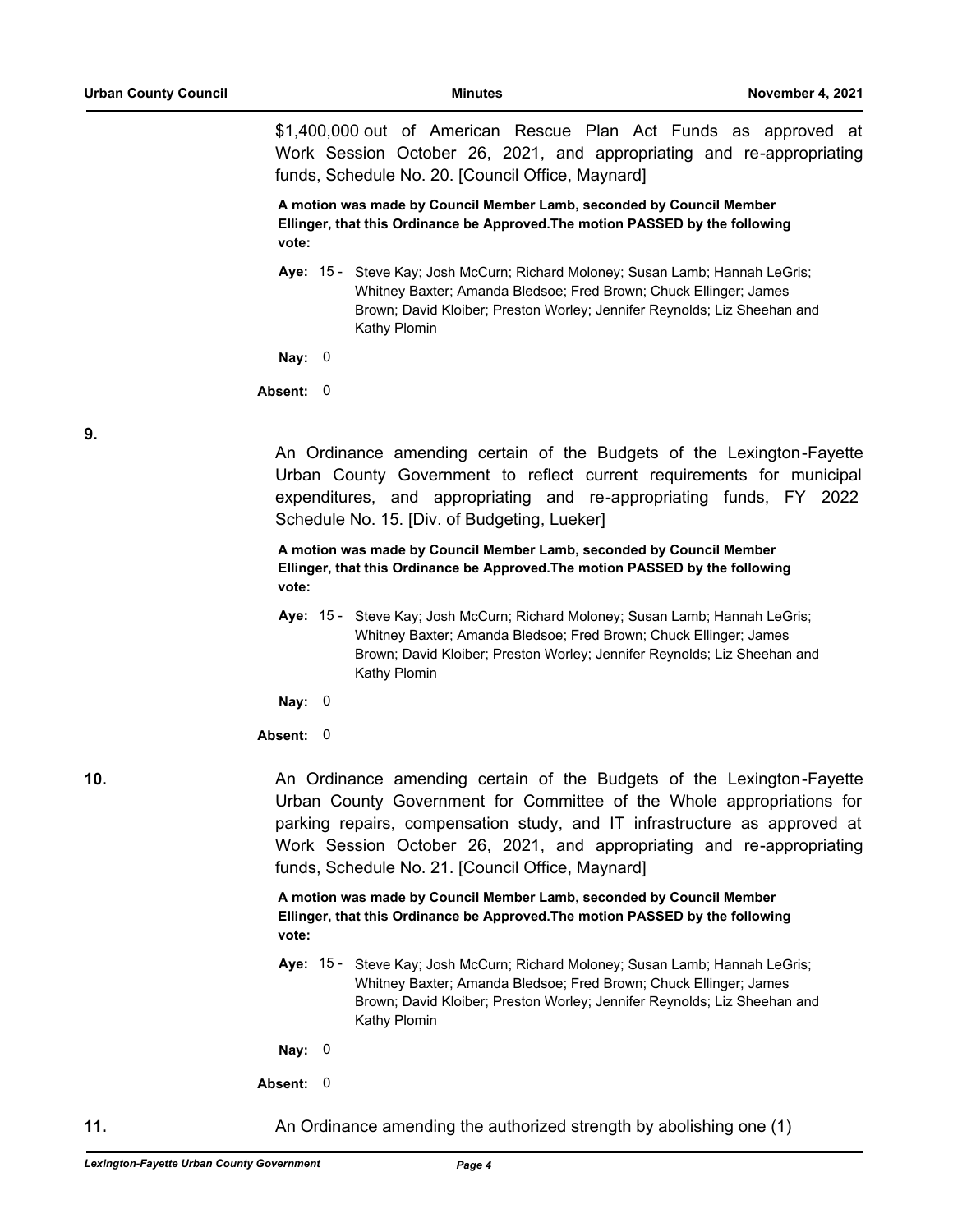$1,400,000 out of American Rescue Plan Act Funds as approved at Work Session October 26, 2021, and appropriating and re-appropriating funds, Schedule No. 20. [Council Office, Maynard]

**A motion was made by Council Member Lamb, seconded by Council Member Ellinger, that this Ordinance be Approved.The motion PASSED by the following vote:**

**Aye:** 15 - Steve Kay; Josh McCurn; Richard Moloney; Susan Lamb; Hannah LeGris; Whitney Baxter; Amanda Bledsoe; Fred Brown; Chuck Ellinger; James Brown; David Kloiber; Preston Worley; Jennifer Reynolds; Liz Sheehan and Kathy Plomin

**Nay:** 0

**Absent:** 0

**9.**

An Ordinance amending certain of the Budgets of the Lexington-Fayette Urban County Government to reflect current requirements for municipal expenditures, and appropriating and re-appropriating funds, FY 2022 Schedule No. 15. [Div. of Budgeting, Lueker]

**A motion was made by Council Member Lamb, seconded by Council Member Ellinger, that this Ordinance be Approved.The motion PASSED by the following vote:**

**Aye:** 15 - Steve Kay; Josh McCurn; Richard Moloney; Susan Lamb; Hannah LeGris; Whitney Baxter; Amanda Bledsoe; Fred Brown; Chuck Ellinger; James Brown; David Kloiber; Preston Worley; Jennifer Reynolds; Liz Sheehan and Kathy Plomin

**Nay:** 0

**Absent:** 0

**10.**

An Ordinance amending certain of the Budgets of the Lexington-Fayette Urban County Government for Committee of the Whole appropriations for parking repairs, compensation study, and IT infrastructure as approved at Work Session October 26, 2021, and appropriating and re-appropriating funds, Schedule No. 21. [Council Office, Maynard]

**A motion was made by Council Member Lamb, seconded by Council Member Ellinger, that this Ordinance be Approved.The motion PASSED by the following vote:**

**Aye:** 15 - Steve Kay; Josh McCurn; Richard Moloney; Susan Lamb; Hannah LeGris; Whitney Baxter; Amanda Bledsoe; Fred Brown; Chuck Ellinger; James Brown; David Kloiber; Preston Worley; Jennifer Reynolds; Liz Sheehan and Kathy Plomin

**Nay:** 0

**Absent:** 0

**11.**

An Ordinance amending the authorized strength by abolishing one (1)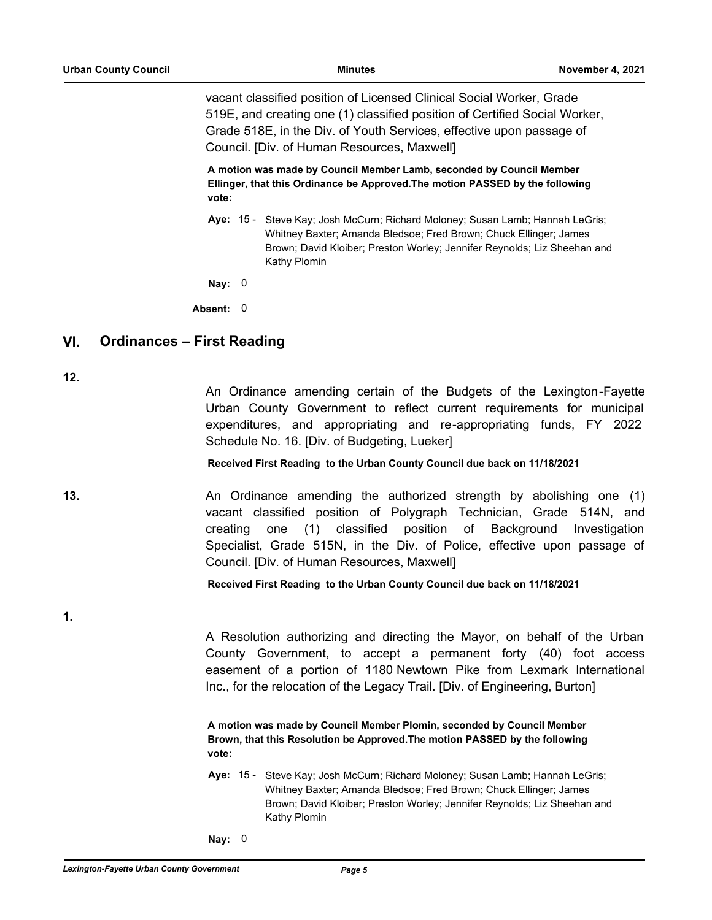vacant classified position of Licensed Clinical Social Worker, Grade 519E, and creating one (1) classified position of Certified Social Worker, Grade 518E, in the Div. of Youth Services, effective upon passage of Council. [Div. of Human Resources, Maxwell]

**A motion was made by Council Member Lamb, seconded by Council Member Ellinger, that this Ordinance be Approved.The motion PASSED by the following vote:**

**Aye:** 15 - Steve Kay; Josh McCurn; Richard Moloney; Susan Lamb; Hannah LeGris; Whitney Baxter; Amanda Bledsoe; Fred Brown; Chuck Ellinger; James Brown; David Kloiber; Preston Worley; Jennifer Reynolds; Liz Sheehan and Kathy Plomin

**Nay:** 0

**Absent:** 0

## VI. Ordinances – First Reading

**12.**

An Ordinance amending certain of the Budgets of the Lexington-Fayette Urban County Government to reflect current requirements for municipal expenditures, and appropriating and re-appropriating funds, FY 2022 Schedule No. 16. [Div. of Budgeting, Lueker]

**Received First Reading to the Urban County Council due back on 11/18/2021**

**13.**

An Ordinance amending the authorized strength by abolishing one (1) vacant classified position of Polygraph Technician, Grade 514N, and creating one (1) classified position of Background Investigation Specialist, Grade 515N, in the Div. of Police, effective upon passage of Council. [Div. of Human Resources, Maxwell]

**Received First Reading to the Urban County Council due back on 11/18/2021**

**1.**

A Resolution authorizing and directing the Mayor, on behalf of the Urban County Government, to accept a permanent forty (40) foot access easement of a portion of 1180 Newtown Pike from Lexmark International Inc., for the relocation of the Legacy Trail. [Div. of Engineering, Burton]

**A motion was made by Council Member Plomin, seconded by Council Member Brown, that this Resolution be Approved.The motion PASSED by the following vote:**

**Aye:** 15 - Steve Kay; Josh McCurn; Richard Moloney; Susan Lamb; Hannah LeGris; Whitney Baxter; Amanda Bledsoe; Fred Brown; Chuck Ellinger; James Brown; David Kloiber; Preston Worley; Jennifer Reynolds; Liz Sheehan and Kathy Plomin

**Nay:** 0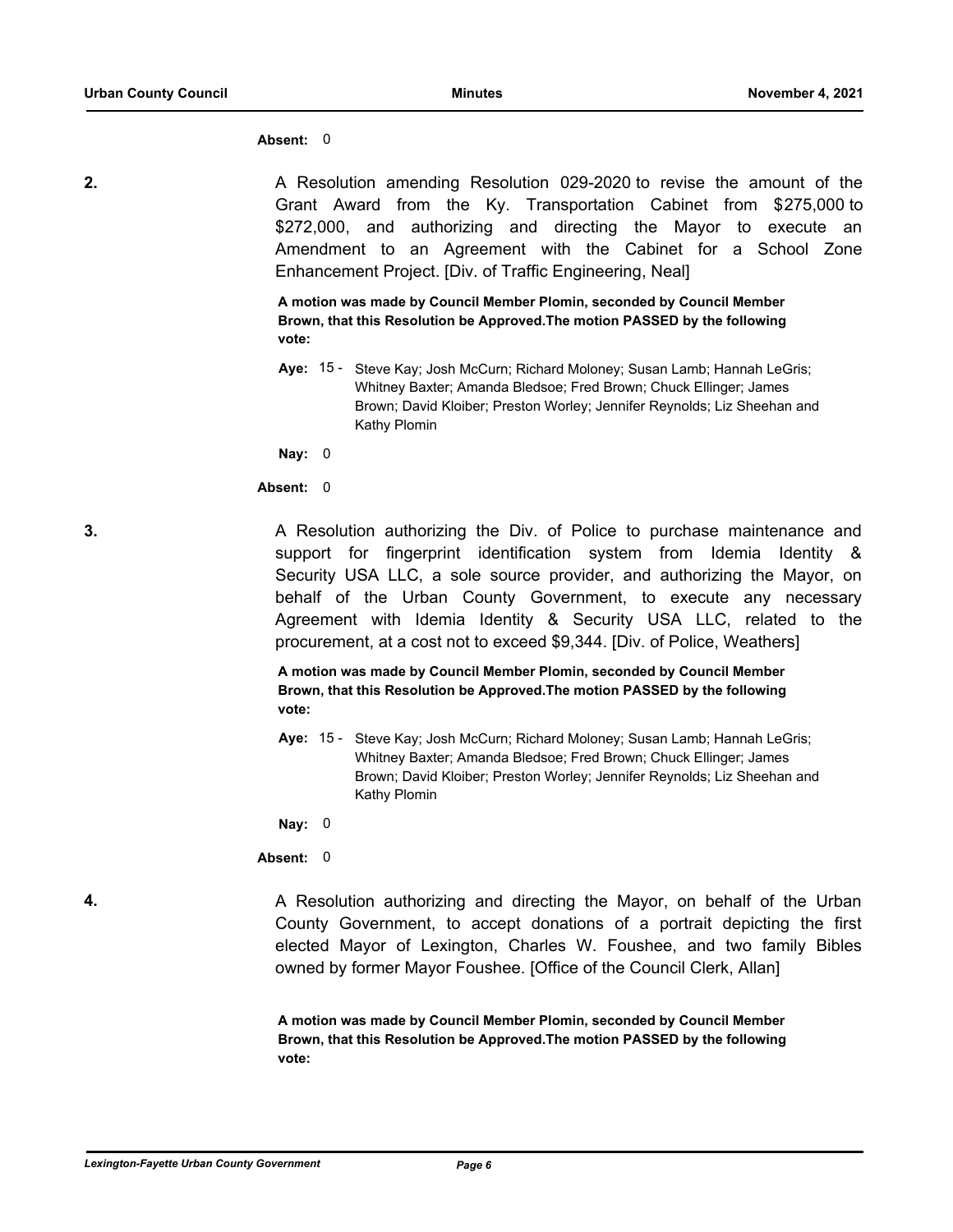**Absent:** 0

**2.** A Resolution amending Resolution 029-2020 to revise the amount of the Grant Award from the Ky. Transportation Cabinet from $275,000 to $272,000, and authorizing and directing the Mayor to execute an Amendment to an Agreement with the Cabinet for a School Zone Enhancement Project. [Div. of Traffic Engineering, Neal]

**A motion was made by Council Member Plomin, seconded by Council Member Brown, that this Resolution be Approved.The motion PASSED by the following vote:**

**Aye:** 15 - Steve Kay; Josh McCurn; Richard Moloney; Susan Lamb; Hannah LeGris; Whitney Baxter; Amanda Bledsoe; Fred Brown; Chuck Ellinger; James Brown; David Kloiber; Preston Worley; Jennifer Reynolds; Liz Sheehan and Kathy Plomin

**Nay:** 0

**Absent:** 0

**3.** A Resolution authorizing the Div. of Police to purchase maintenance and support for fingerprint identification system from Idemia Identity & Security USA LLC, a sole source provider, and authorizing the Mayor, on behalf of the Urban County Government, to execute any necessary Agreement with Idemia Identity & Security USA LLC, related to the procurement, at a cost not to exceed $9,344. [Div. of Police, Weathers]

**A motion was made by Council Member Plomin, seconded by Council Member Brown, that this Resolution be Approved.The motion PASSED by the following vote:**

**Aye:** 15 - Steve Kay; Josh McCurn; Richard Moloney; Susan Lamb; Hannah LeGris; Whitney Baxter; Amanda Bledsoe; Fred Brown; Chuck Ellinger; James Brown; David Kloiber; Preston Worley; Jennifer Reynolds; Liz Sheehan and Kathy Plomin

**Nay:** 0

**Absent:** 0

**4.** A Resolution authorizing and directing the Mayor, on behalf of the Urban County Government, to accept donations of a portrait depicting the first elected Mayor of Lexington, Charles W. Foushee, and two family Bibles owned by former Mayor Foushee. [Office of the Council Clerk, Allan]

**A motion was made by Council Member Plomin, seconded by Council Member Brown, that this Resolution be Approved.The motion PASSED by the following vote:**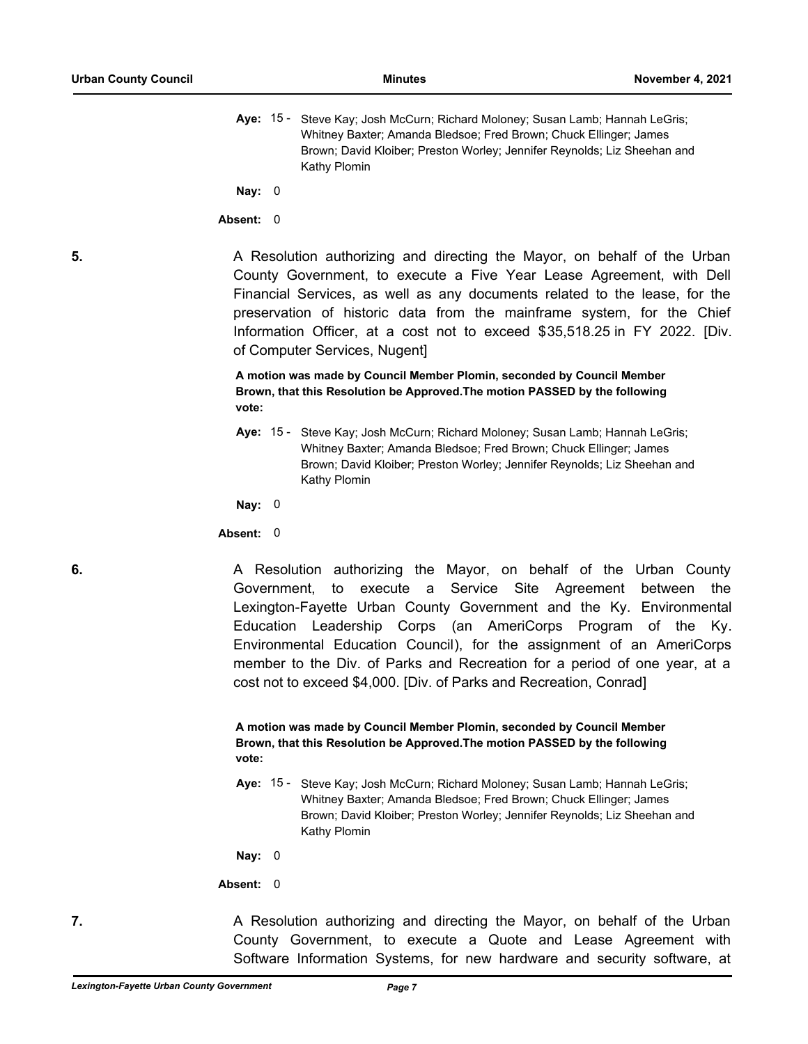**Aye:** 15 - Steve Kay; Josh McCurn; Richard Moloney; Susan Lamb; Hannah LeGris; Whitney Baxter; Amanda Bledsoe; Fred Brown; Chuck Ellinger; James Brown; David Kloiber; Preston Worley; Jennifer Reynolds; Liz Sheehan and Kathy Plomin

**Nay:** 0

**Absent:** 0

**5.** A Resolution authorizing and directing the Mayor, on behalf of the Urban County Government, to execute a Five Year Lease Agreement, with Dell Financial Services, as well as any documents related to the lease, for the preservation of historic data from the mainframe system, for the Chief Information Officer, at a cost not to exceed $35,518.25 in FY 2022. [Div. of Computer Services, Nugent]

**A motion was made by Council Member Plomin, seconded by Council Member Brown, that this Resolution be Approved.The motion PASSED by the following vote:**

**Aye:** 15 - Steve Kay; Josh McCurn; Richard Moloney; Susan Lamb; Hannah LeGris; Whitney Baxter; Amanda Bledsoe; Fred Brown; Chuck Ellinger; James Brown; David Kloiber; Preston Worley; Jennifer Reynolds; Liz Sheehan and Kathy Plomin

**Nay:** 0

**Absent:** 0

**6.** A Resolution authorizing the Mayor, on behalf of the Urban County Government, to execute a Service Site Agreement between the Lexington-Fayette Urban County Government and the Ky. Environmental Education Leadership Corps (an AmeriCorps Program of the Ky. Environmental Education Council), for the assignment of an AmeriCorps member to the Div. of Parks and Recreation for a period of one year, at a cost not to exceed $4,000. [Div. of Parks and Recreation, Conrad]

**A motion was made by Council Member Plomin, seconded by Council Member Brown, that this Resolution be Approved.The motion PASSED by the following vote:**

**Aye:** 15 - Steve Kay; Josh McCurn; Richard Moloney; Susan Lamb; Hannah LeGris; Whitney Baxter; Amanda Bledsoe; Fred Brown; Chuck Ellinger; James Brown; David Kloiber; Preston Worley; Jennifer Reynolds; Liz Sheehan and Kathy Plomin

**Nay:** 0

**Absent:** 0

**7.** A Resolution authorizing and directing the Mayor, on behalf of the Urban County Government, to execute a Quote and Lease Agreement with Software Information Systems, for new hardware and security software, at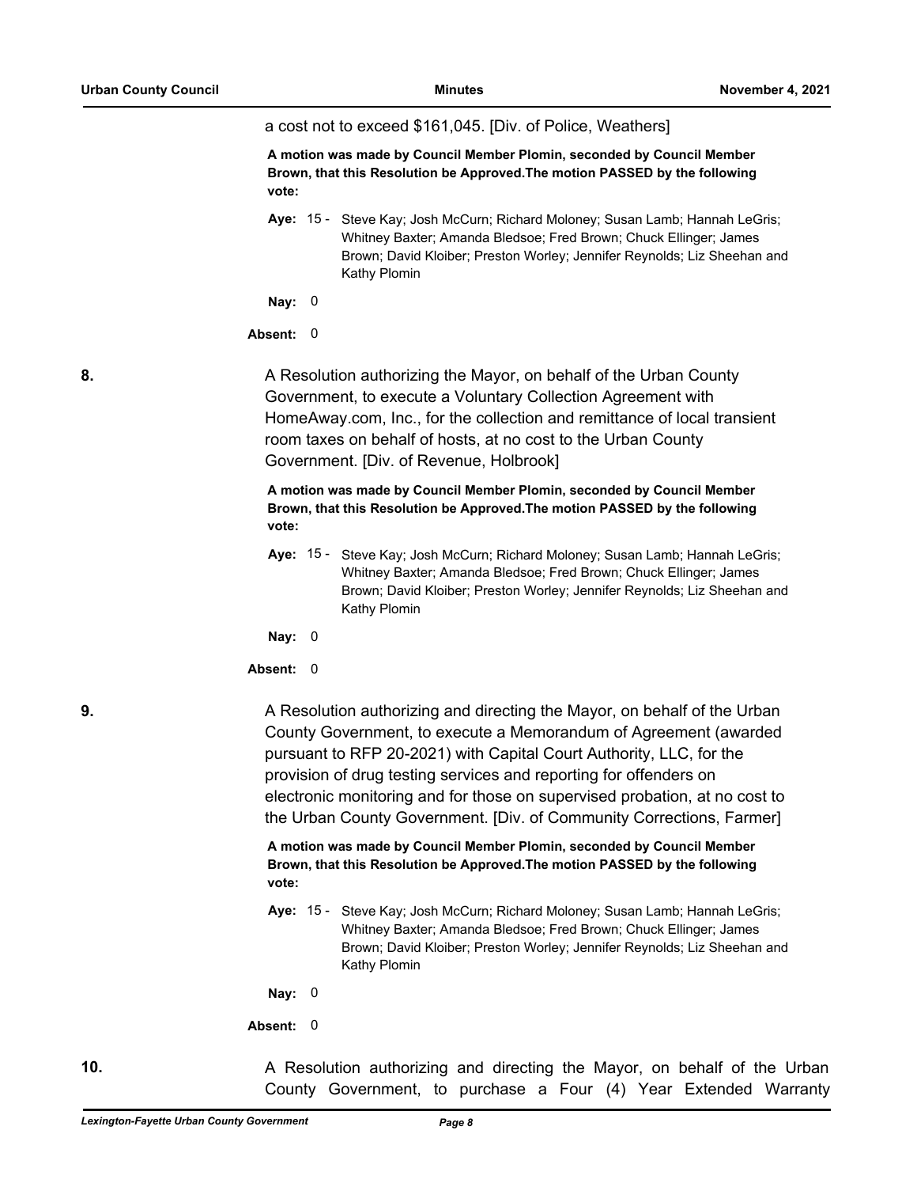a cost not to exceed $161,045. [Div. of Police, Weathers]

**A motion was made by Council Member Plomin, seconded by Council Member Brown, that this Resolution be Approved.The motion PASSED by the following vote:**

**Aye:** 15 - Steve Kay; Josh McCurn; Richard Moloney; Susan Lamb; Hannah LeGris; Whitney Baxter; Amanda Bledsoe; Fred Brown; Chuck Ellinger; James Brown; David Kloiber; Preston Worley; Jennifer Reynolds; Liz Sheehan and Kathy Plomin

**Nay:** 0

**Absent:** 0

**8.** A Resolution authorizing the Mayor, on behalf of the Urban County Government, to execute a Voluntary Collection Agreement with HomeAway.com, Inc., for the collection and remittance of local transient room taxes on behalf of hosts, at no cost to the Urban County Government. [Div. of Revenue, Holbrook]

**A motion was made by Council Member Plomin, seconded by Council Member Brown, that this Resolution be Approved.The motion PASSED by the following vote:**

**Aye:** 15 - Steve Kay; Josh McCurn; Richard Moloney; Susan Lamb; Hannah LeGris; Whitney Baxter; Amanda Bledsoe; Fred Brown; Chuck Ellinger; James Brown; David Kloiber; Preston Worley; Jennifer Reynolds; Liz Sheehan and Kathy Plomin

**Nay:** 0

**Absent:** 0

**9.** A Resolution authorizing and directing the Mayor, on behalf of the Urban County Government, to execute a Memorandum of Agreement (awarded pursuant to RFP 20-2021) with Capital Court Authority, LLC, for the provision of drug testing services and reporting for offenders on electronic monitoring and for those on supervised probation, at no cost to the Urban County Government. [Div. of Community Corrections, Farmer]

**A motion was made by Council Member Plomin, seconded by Council Member Brown, that this Resolution be Approved.The motion PASSED by the following vote:**

**Aye:** 15 - Steve Kay; Josh McCurn; Richard Moloney; Susan Lamb; Hannah LeGris; Whitney Baxter; Amanda Bledsoe; Fred Brown; Chuck Ellinger; James Brown; David Kloiber; Preston Worley; Jennifer Reynolds; Liz Sheehan and Kathy Plomin

**Nay:** 0

**Absent:** 0

**10.** A Resolution authorizing and directing the Mayor, on behalf of the Urban County Government, to purchase a Four (4) Year Extended Warranty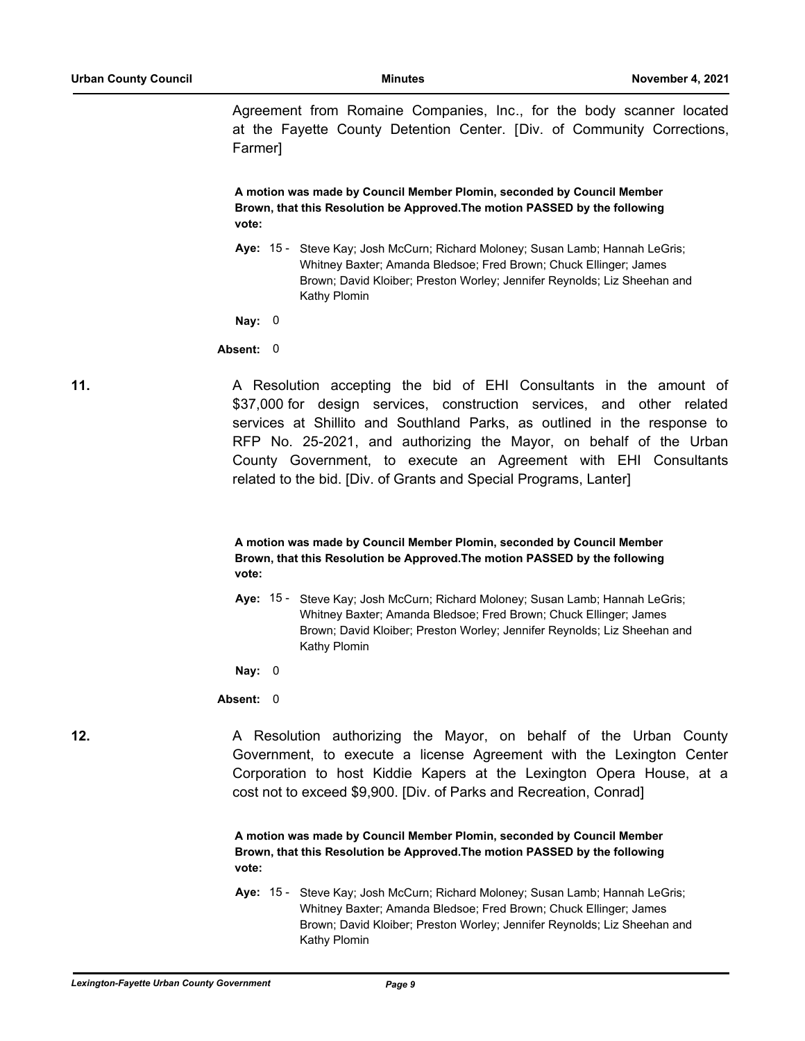Agreement from Romaine Companies, Inc., for the body scanner located at the Fayette County Detention Center. [Div. of Community Corrections, Farmer]

**A motion was made by Council Member Plomin, seconded by Council Member Brown, that this Resolution be Approved.The motion PASSED by the following vote:**

**Aye:** 15 - Steve Kay; Josh McCurn; Richard Moloney; Susan Lamb; Hannah LeGris; Whitney Baxter; Amanda Bledsoe; Fred Brown; Chuck Ellinger; James Brown; David Kloiber; Preston Worley; Jennifer Reynolds; Liz Sheehan and Kathy Plomin

**Nay:** 0

**Absent:** 0

**11.** A Resolution accepting the bid of EHI Consultants in the amount of $37,000 for design services, construction services, and other related services at Shillito and Southland Parks, as outlined in the response to RFP No. 25-2021, and authorizing the Mayor, on behalf of the Urban County Government, to execute an Agreement with EHI Consultants related to the bid. [Div. of Grants and Special Programs, Lanter]

**A motion was made by Council Member Plomin, seconded by Council Member Brown, that this Resolution be Approved.The motion PASSED by the following vote:**

**Aye:** 15 - Steve Kay; Josh McCurn; Richard Moloney; Susan Lamb; Hannah LeGris; Whitney Baxter; Amanda Bledsoe; Fred Brown; Chuck Ellinger; James Brown; David Kloiber; Preston Worley; Jennifer Reynolds; Liz Sheehan and Kathy Plomin

**Nay:** 0

**Absent:** 0

**12.** A Resolution authorizing the Mayor, on behalf of the Urban County Government, to execute a license Agreement with the Lexington Center Corporation to host Kiddie Kapers at the Lexington Opera House, at a cost not to exceed $9,900. [Div. of Parks and Recreation, Conrad]

**A motion was made by Council Member Plomin, seconded by Council Member Brown, that this Resolution be Approved.The motion PASSED by the following vote:**

**Aye:** 15 - Steve Kay; Josh McCurn; Richard Moloney; Susan Lamb; Hannah LeGris; Whitney Baxter; Amanda Bledsoe; Fred Brown; Chuck Ellinger; James Brown; David Kloiber; Preston Worley; Jennifer Reynolds; Liz Sheehan and Kathy Plomin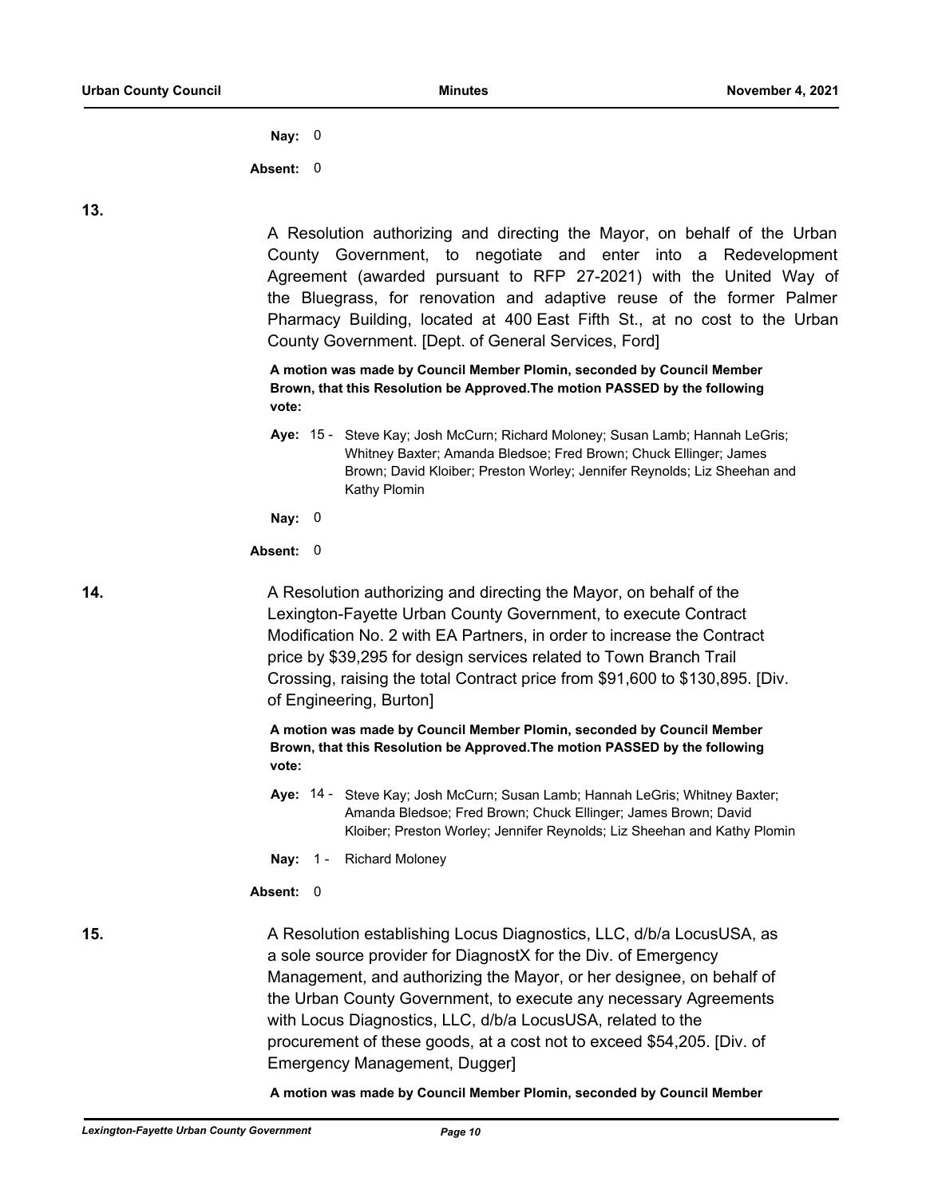**Nay:** 0

**Absent:** 0

**13.**

A Resolution authorizing and directing the Mayor, on behalf of the Urban County Government, to negotiate and enter into a Redevelopment Agreement (awarded pursuant to RFP 27-2021) with the United Way of the Bluegrass, for renovation and adaptive reuse of the former Palmer Pharmacy Building, located at 400 East Fifth St., at no cost to the Urban County Government. [Dept. of General Services, Ford]

**A motion was made by Council Member Plomin, seconded by Council Member Brown, that this Resolution be Approved.The motion PASSED by the following vote:**

**Aye:** 15 - Steve Kay; Josh McCurn; Richard Moloney; Susan Lamb; Hannah LeGris; Whitney Baxter; Amanda Bledsoe; Fred Brown; Chuck Ellinger; James Brown; David Kloiber; Preston Worley; Jennifer Reynolds; Liz Sheehan and Kathy Plomin

**Nay:** 0

**Absent:** 0

**14.**

A Resolution authorizing and directing the Mayor, on behalf of the Lexington-Fayette Urban County Government, to execute Contract Modification No. 2 with EA Partners, in order to increase the Contract price by $39,295 for design services related to Town Branch Trail Crossing, raising the total Contract price from $91,600 to $130,895. [Div. of Engineering, Burton]

**A motion was made by Council Member Plomin, seconded by Council Member Brown, that this Resolution be Approved.The motion PASSED by the following vote:**

**Aye:** 14 - Steve Kay; Josh McCurn; Susan Lamb; Hannah LeGris; Whitney Baxter; Amanda Bledsoe; Fred Brown; Chuck Ellinger; James Brown; David Kloiber; Preston Worley; Jennifer Reynolds; Liz Sheehan and Kathy Plomin

**Nay:** 1 - Richard Moloney

**Absent:** 0

**15.**

A Resolution establishing Locus Diagnostics, LLC, d/b/a LocusUSA, as a sole source provider for DiagnostX for the Div. of Emergency Management, and authorizing the Mayor, or her designee, on behalf of the Urban County Government, to execute any necessary Agreements with Locus Diagnostics, LLC, d/b/a LocusUSA, related to the procurement of these goods, at a cost not to exceed $54,205. [Div. of Emergency Management, Dugger]

**A motion was made by Council Member Plomin, seconded by Council Member**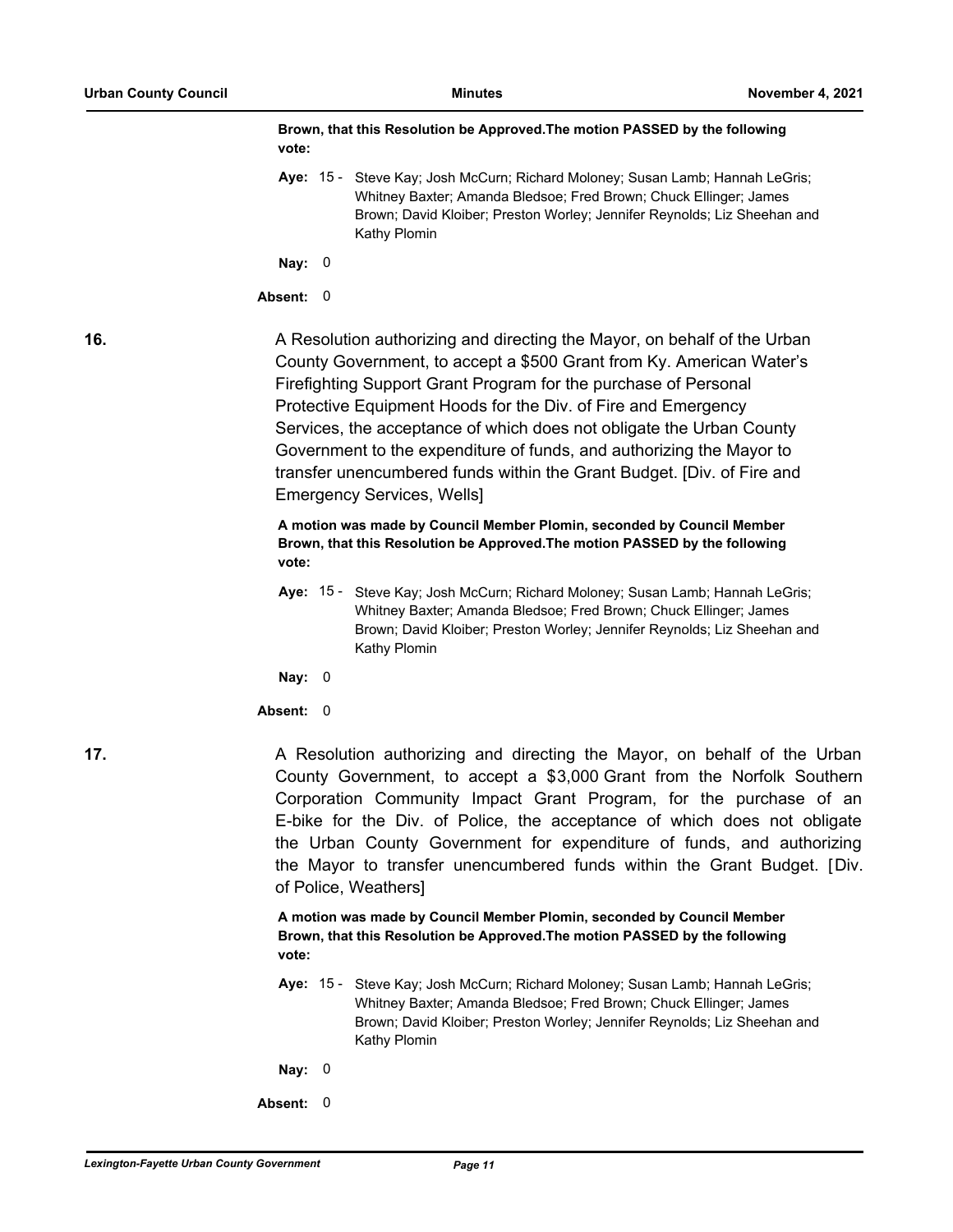**Brown, that this Resolution be Approved.The motion PASSED by the following vote:**

**Aye:** 15 - Steve Kay; Josh McCurn; Richard Moloney; Susan Lamb; Hannah LeGris; Whitney Baxter; Amanda Bledsoe; Fred Brown; Chuck Ellinger; James Brown; David Kloiber; Preston Worley; Jennifer Reynolds; Liz Sheehan and Kathy Plomin

**Nay:** 0

**Absent:** 0

**16.** A Resolution authorizing and directing the Mayor, on behalf of the Urban County Government, to accept a $500 Grant from Ky. American Water's Firefighting Support Grant Program for the purchase of Personal Protective Equipment Hoods for the Div. of Fire and Emergency Services, the acceptance of which does not obligate the Urban County Government to the expenditure of funds, and authorizing the Mayor to transfer unencumbered funds within the Grant Budget. [Div. of Fire and Emergency Services, Wells]

**A motion was made by Council Member Plomin, seconded by Council Member Brown, that this Resolution be Approved.The motion PASSED by the following vote:**

**Aye:** 15 - Steve Kay; Josh McCurn; Richard Moloney; Susan Lamb; Hannah LeGris; Whitney Baxter; Amanda Bledsoe; Fred Brown; Chuck Ellinger; James Brown; David Kloiber; Preston Worley; Jennifer Reynolds; Liz Sheehan and Kathy Plomin

**Nay:** 0

**Absent:** 0

**17.** A Resolution authorizing and directing the Mayor, on behalf of the Urban County Government, to accept a $3,000 Grant from the Norfolk Southern Corporation Community Impact Grant Program, for the purchase of an E-bike for the Div. of Police, the acceptance of which does not obligate the Urban County Government for expenditure of funds, and authorizing the Mayor to transfer unencumbered funds within the Grant Budget. [Div. of Police, Weathers]

**A motion was made by Council Member Plomin, seconded by Council Member Brown, that this Resolution be Approved.The motion PASSED by the following vote:**

**Aye:** 15 - Steve Kay; Josh McCurn; Richard Moloney; Susan Lamb; Hannah LeGris; Whitney Baxter; Amanda Bledsoe; Fred Brown; Chuck Ellinger; James Brown; David Kloiber; Preston Worley; Jennifer Reynolds; Liz Sheehan and Kathy Plomin

**Nay:** 0

**Absent:** 0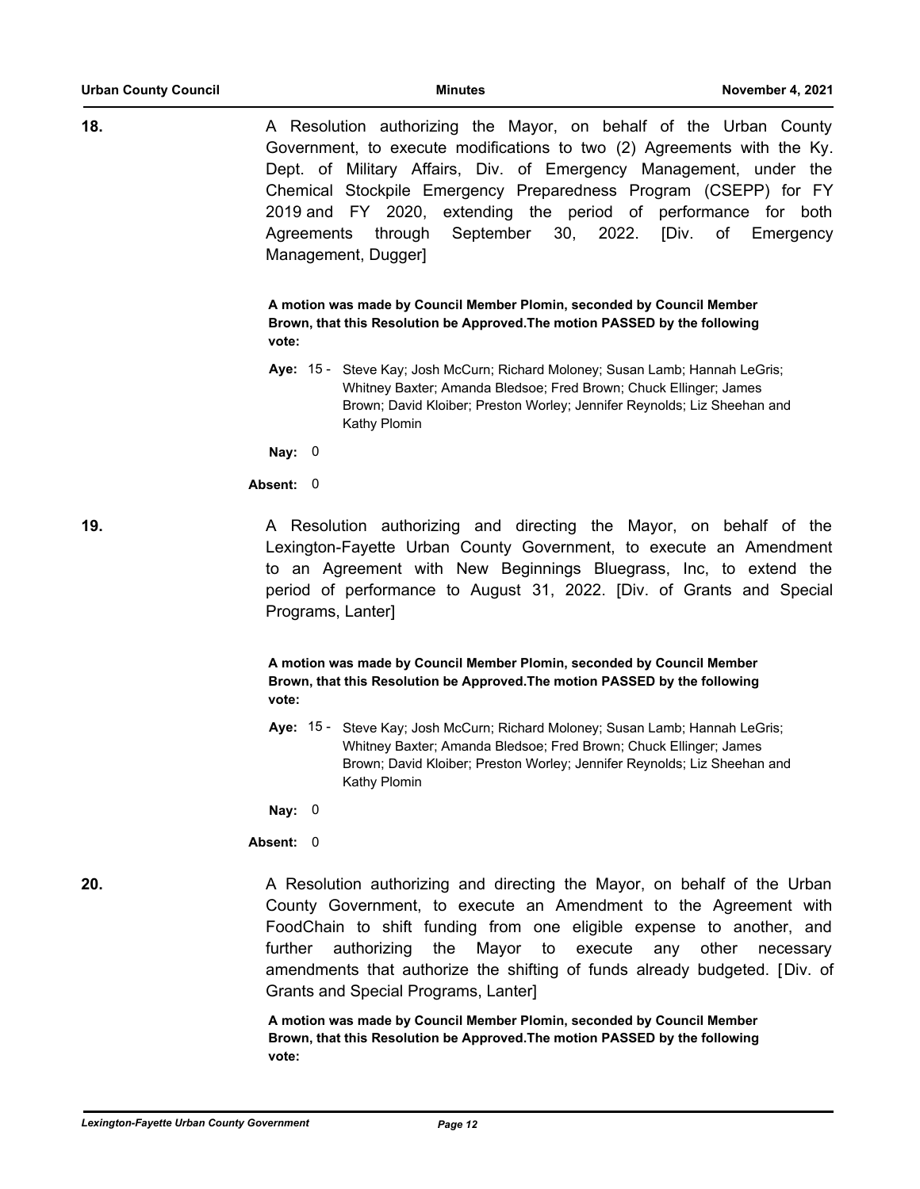**18.** A Resolution authorizing the Mayor, on behalf of the Urban County Government, to execute modifications to two (2) Agreements with the Ky. Dept. of Military Affairs, Div. of Emergency Management, under the Chemical Stockpile Emergency Preparedness Program (CSEPP) for FY 2019 and FY 2020, extending the period of performance for both Agreements through September 30, 2022. [Div. of Emergency Management, Dugger]

**A motion was made by Council Member Plomin, seconded by Council Member Brown, that this Resolution be Approved.The motion PASSED by the following vote:**

**Aye:** 15 - Steve Kay; Josh McCurn; Richard Moloney; Susan Lamb; Hannah LeGris; Whitney Baxter; Amanda Bledsoe; Fred Brown; Chuck Ellinger; James Brown; David Kloiber; Preston Worley; Jennifer Reynolds; Liz Sheehan and Kathy Plomin

**Nay:** 0

**Absent:** 0

**19.** A Resolution authorizing and directing the Mayor, on behalf of the Lexington-Fayette Urban County Government, to execute an Amendment to an Agreement with New Beginnings Bluegrass, Inc, to extend the period of performance to August 31, 2022. [Div. of Grants and Special Programs, Lanter]

**A motion was made by Council Member Plomin, seconded by Council Member Brown, that this Resolution be Approved.The motion PASSED by the following vote:**

**Aye:** 15 - Steve Kay; Josh McCurn; Richard Moloney; Susan Lamb; Hannah LeGris; Whitney Baxter; Amanda Bledsoe; Fred Brown; Chuck Ellinger; James Brown; David Kloiber; Preston Worley; Jennifer Reynolds; Liz Sheehan and Kathy Plomin

**Nay:** 0

**Absent:** 0

**20.** A Resolution authorizing and directing the Mayor, on behalf of the Urban County Government, to execute an Amendment to the Agreement with FoodChain to shift funding from one eligible expense to another, and further authorizing the Mayor to execute any other necessary amendments that authorize the shifting of funds already budgeted. [Div. of Grants and Special Programs, Lanter]

**A motion was made by Council Member Plomin, seconded by Council Member Brown, that this Resolution be Approved.The motion PASSED by the following vote:**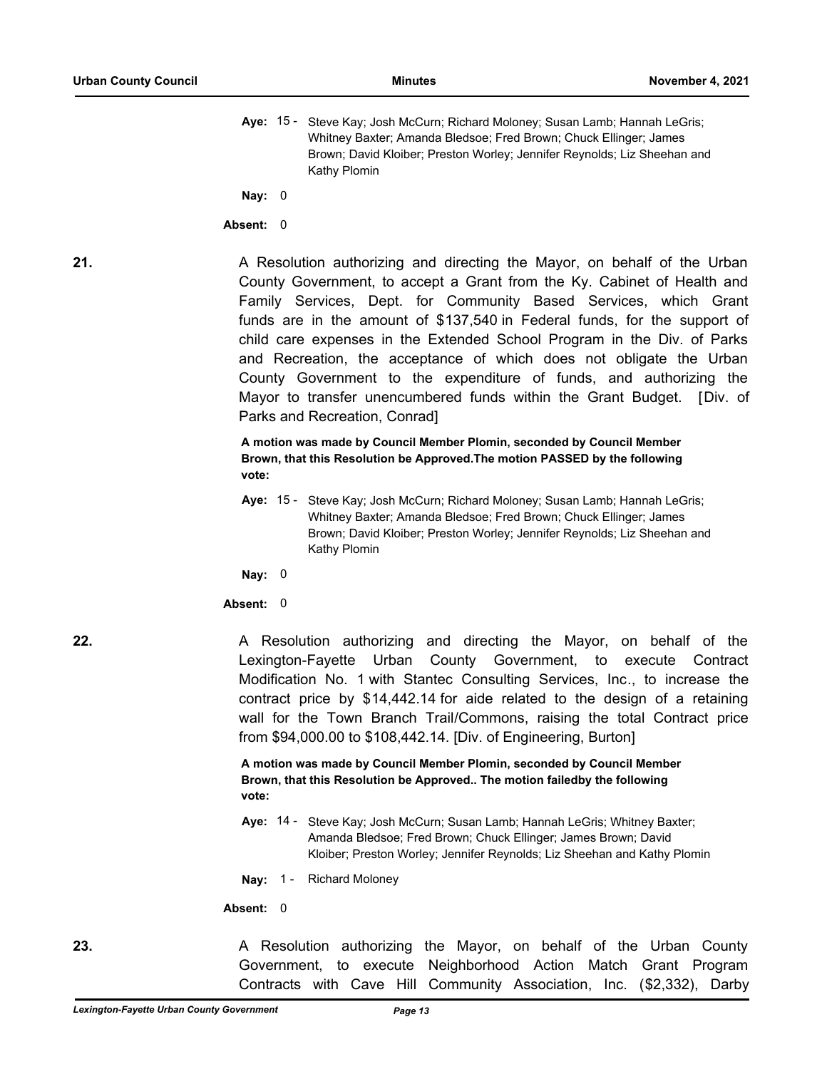**Aye:** 15 - Steve Kay; Josh McCurn; Richard Moloney; Susan Lamb; Hannah LeGris; Whitney Baxter; Amanda Bledsoe; Fred Brown; Chuck Ellinger; James Brown; David Kloiber; Preston Worley; Jennifer Reynolds; Liz Sheehan and Kathy Plomin

**Nay:** 0

**Absent:** 0

**21.** A Resolution authorizing and directing the Mayor, on behalf of the Urban County Government, to accept a Grant from the Ky. Cabinet of Health and Family Services, Dept. for Community Based Services, which Grant funds are in the amount of $137,540 in Federal funds, for the support of child care expenses in the Extended School Program in the Div. of Parks and Recreation, the acceptance of which does not obligate the Urban County Government to the expenditure of funds, and authorizing the Mayor to transfer unencumbered funds within the Grant Budget. [Div. of Parks and Recreation, Conrad]

**A motion was made by Council Member Plomin, seconded by Council Member Brown, that this Resolution be Approved.The motion PASSED by the following vote:**

**Aye:** 15 - Steve Kay; Josh McCurn; Richard Moloney; Susan Lamb; Hannah LeGris; Whitney Baxter; Amanda Bledsoe; Fred Brown; Chuck Ellinger; James Brown; David Kloiber; Preston Worley; Jennifer Reynolds; Liz Sheehan and Kathy Plomin

**Nay:** 0

**Absent:** 0

**22.** A Resolution authorizing and directing the Mayor, on behalf of the Lexington-Fayette Urban County Government, to execute Contract Modification No. 1 with Stantec Consulting Services, Inc., to increase the contract price by $14,442.14 for aide related to the design of a retaining wall for the Town Branch Trail/Commons, raising the total Contract price from $94,000.00 to $108,442.14. [Div. of Engineering, Burton]

**A motion was made by Council Member Plomin, seconded by Council Member Brown, that this Resolution be Approved.. The motion failedby the following vote:**

**Aye:** 14 - Steve Kay; Josh McCurn; Susan Lamb; Hannah LeGris; Whitney Baxter; Amanda Bledsoe; Fred Brown; Chuck Ellinger; James Brown; David Kloiber; Preston Worley; Jennifer Reynolds; Liz Sheehan and Kathy Plomin

**Nay:** 1 - Richard Moloney

**Absent:** 0

**23.** A Resolution authorizing the Mayor, on behalf of the Urban County Government, to execute Neighborhood Action Match Grant Program Contracts with Cave Hill Community Association, Inc. ($2,332), Darby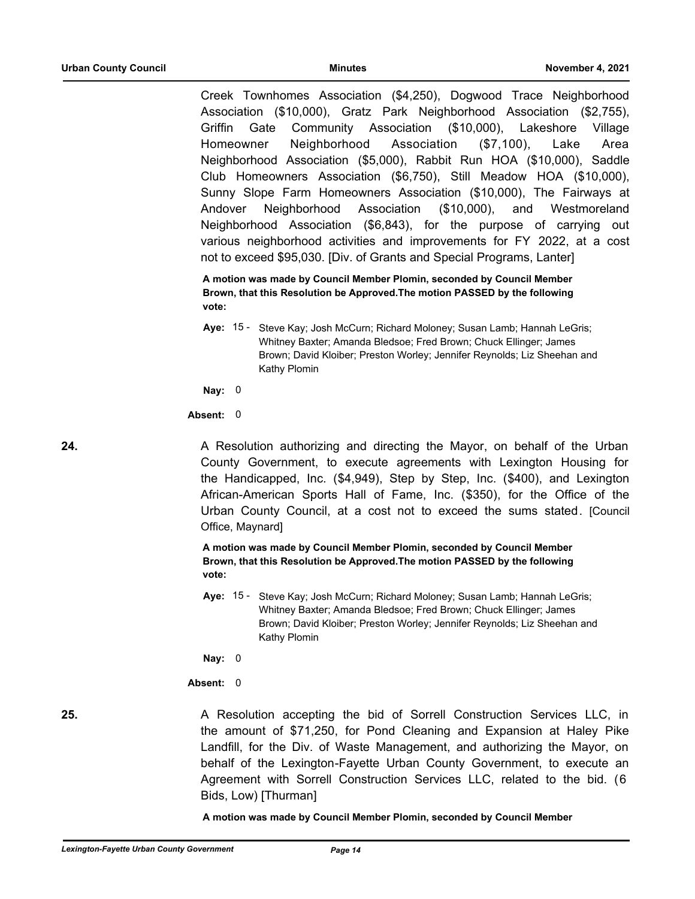Creek Townhomes Association ($4,250), Dogwood Trace Neighborhood Association ($10,000), Gratz Park Neighborhood Association ($2,755), Griffin Gate Community Association ($10,000), Lakeshore Village Homeowner Neighborhood Association ($7,100), Lake Area Neighborhood Association ($5,000), Rabbit Run HOA ($10,000), Saddle Club Homeowners Association ($6,750), Still Meadow HOA ($10,000), Sunny Slope Farm Homeowners Association ($10,000), The Fairways at Andover Neighborhood Association ($10,000), and Westmoreland Neighborhood Association ($6,843), for the purpose of carrying out various neighborhood activities and improvements for FY 2022, at a cost not to exceed $95,030. [Div. of Grants and Special Programs, Lanter]

**A motion was made by Council Member Plomin, seconded by Council Member Brown, that this Resolution be Approved.The motion PASSED by the following vote:**

**Aye:** 15 - Steve Kay; Josh McCurn; Richard Moloney; Susan Lamb; Hannah LeGris; Whitney Baxter; Amanda Bledsoe; Fred Brown; Chuck Ellinger; James Brown; David Kloiber; Preston Worley; Jennifer Reynolds; Liz Sheehan and Kathy Plomin

**Nay:** 0

**Absent:** 0

**24.** A Resolution authorizing and directing the Mayor, on behalf of the Urban County Government, to execute agreements with Lexington Housing for the Handicapped, Inc. ($4,949), Step by Step, Inc. ($400), and Lexington African-American Sports Hall of Fame, Inc. ($350), for the Office of the Urban County Council, at a cost not to exceed the sums stated. [Council Office, Maynard]

**A motion was made by Council Member Plomin, seconded by Council Member Brown, that this Resolution be Approved.The motion PASSED by the following vote:**

**Aye:** 15 - Steve Kay; Josh McCurn; Richard Moloney; Susan Lamb; Hannah LeGris; Whitney Baxter; Amanda Bledsoe; Fred Brown; Chuck Ellinger; James Brown; David Kloiber; Preston Worley; Jennifer Reynolds; Liz Sheehan and Kathy Plomin

**Nay:** 0

**Absent:** 0

**25.** A Resolution accepting the bid of Sorrell Construction Services LLC, in the amount of $71,250, for Pond Cleaning and Expansion at Haley Pike Landfill, for the Div. of Waste Management, and authorizing the Mayor, on behalf of the Lexington-Fayette Urban County Government, to execute an Agreement with Sorrell Construction Services LLC, related to the bid. (6 Bids, Low) [Thurman]

**A motion was made by Council Member Plomin, seconded by Council Member**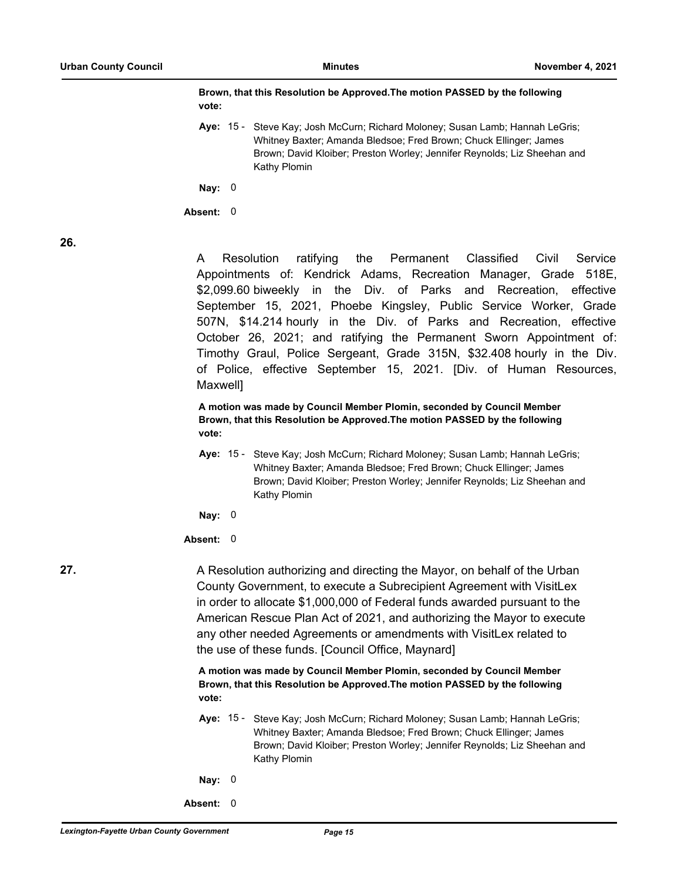**Brown, that this Resolution be Approved.The motion PASSED by the following vote:**

**Aye:** 15 - Steve Kay; Josh McCurn; Richard Moloney; Susan Lamb; Hannah LeGris; Whitney Baxter; Amanda Bledsoe; Fred Brown; Chuck Ellinger; James Brown; David Kloiber; Preston Worley; Jennifer Reynolds; Liz Sheehan and Kathy Plomin

**Nay:** 0

**Absent:** 0

**26.**

A Resolution ratifying the Permanent Classified Civil Service Appointments of: Kendrick Adams, Recreation Manager, Grade 518E, $2,099.60 biweekly in the Div. of Parks and Recreation, effective September 15, 2021, Phoebe Kingsley, Public Service Worker, Grade 507N, $14.214 hourly in the Div. of Parks and Recreation, effective October 26, 2021; and ratifying the Permanent Sworn Appointment of: Timothy Graul, Police Sergeant, Grade 315N, $32.408 hourly in the Div. of Police, effective September 15, 2021. [Div. of Human Resources, Maxwell]

**A motion was made by Council Member Plomin, seconded by Council Member Brown, that this Resolution be Approved.The motion PASSED by the following vote:**

**Aye:** 15 - Steve Kay; Josh McCurn; Richard Moloney; Susan Lamb; Hannah LeGris; Whitney Baxter; Amanda Bledsoe; Fred Brown; Chuck Ellinger; James Brown; David Kloiber; Preston Worley; Jennifer Reynolds; Liz Sheehan and Kathy Plomin

**Nay:** 0

**Absent:** 0

**27.**

A Resolution authorizing and directing the Mayor, on behalf of the Urban County Government, to execute a Subrecipient Agreement with VisitLex in order to allocate $1,000,000 of Federal funds awarded pursuant to the American Rescue Plan Act of 2021, and authorizing the Mayor to execute any other needed Agreements or amendments with VisitLex related to the use of these funds. [Council Office, Maynard]

**A motion was made by Council Member Plomin, seconded by Council Member Brown, that this Resolution be Approved.The motion PASSED by the following vote:**

**Aye:** 15 - Steve Kay; Josh McCurn; Richard Moloney; Susan Lamb; Hannah LeGris; Whitney Baxter; Amanda Bledsoe; Fred Brown; Chuck Ellinger; James Brown; David Kloiber; Preston Worley; Jennifer Reynolds; Liz Sheehan and Kathy Plomin

**Nay:** 0

**Absent:** 0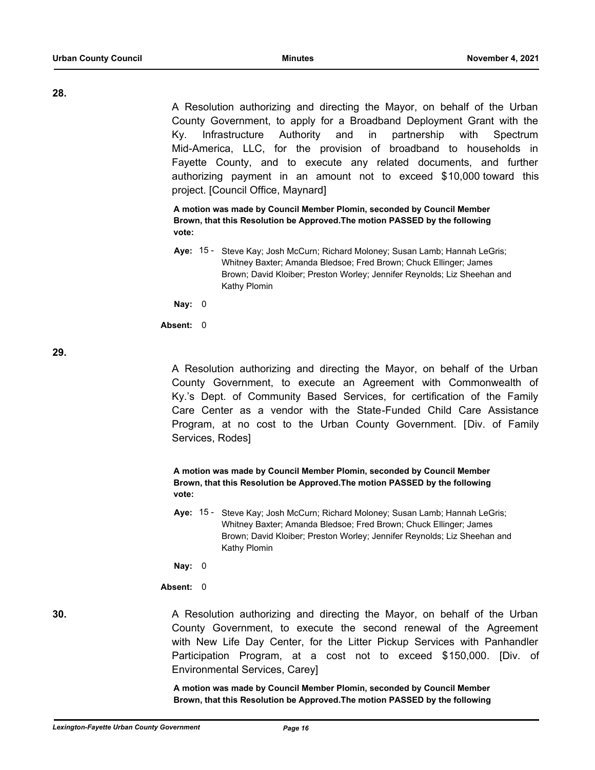**28.**

A Resolution authorizing and directing the Mayor, on behalf of the Urban County Government, to apply for a Broadband Deployment Grant with the Ky. Infrastructure Authority and in partnership with Spectrum Mid-America, LLC, for the provision of broadband to households in Fayette County, and to execute any related documents, and further authorizing payment in an amount not to exceed $10,000 toward this project. [Council Office, Maynard]

**A motion was made by Council Member Plomin, seconded by Council Member Brown, that this Resolution be Approved.The motion PASSED by the following vote:**

**Aye:** 15 - Steve Kay; Josh McCurn; Richard Moloney; Susan Lamb; Hannah LeGris; Whitney Baxter; Amanda Bledsoe; Fred Brown; Chuck Ellinger; James Brown; David Kloiber; Preston Worley; Jennifer Reynolds; Liz Sheehan and Kathy Plomin

**Nay:** 0

**Absent:** 0

**29.**

A Resolution authorizing and directing the Mayor, on behalf of the Urban County Government, to execute an Agreement with Commonwealth of Ky.'s Dept. of Community Based Services, for certification of the Family Care Center as a vendor with the State-Funded Child Care Assistance Program, at no cost to the Urban County Government. [Div. of Family Services, Rodes]

**A motion was made by Council Member Plomin, seconded by Council Member Brown, that this Resolution be Approved.The motion PASSED by the following vote:**

**Aye:** 15 - Steve Kay; Josh McCurn; Richard Moloney; Susan Lamb; Hannah LeGris; Whitney Baxter; Amanda Bledsoe; Fred Brown; Chuck Ellinger; James Brown; David Kloiber; Preston Worley; Jennifer Reynolds; Liz Sheehan and Kathy Plomin

**Nay:** 0

**Absent:** 0

**30.**

A Resolution authorizing and directing the Mayor, on behalf of the Urban County Government, to execute the second renewal of the Agreement with New Life Day Center, for the Litter Pickup Services with Panhandler Participation Program, at a cost not to exceed $150,000. [Div. of Environmental Services, Carey]

**A motion was made by Council Member Plomin, seconded by Council Member Brown, that this Resolution be Approved.The motion PASSED by the following**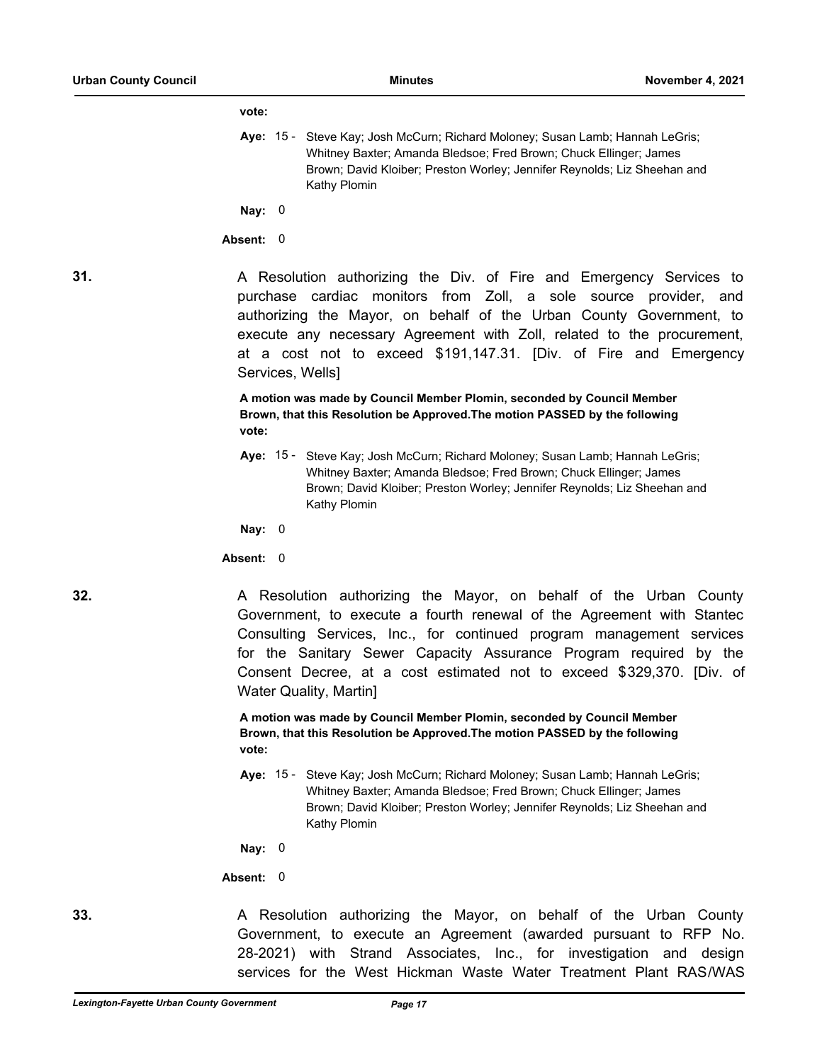**vote:**

**Aye:** 15 - Steve Kay; Josh McCurn; Richard Moloney; Susan Lamb; Hannah LeGris; Whitney Baxter; Amanda Bledsoe; Fred Brown; Chuck Ellinger; James Brown; David Kloiber; Preston Worley; Jennifer Reynolds; Liz Sheehan and Kathy Plomin

**Nay:** 0

**Absent:** 0

**31.** A Resolution authorizing the Div. of Fire and Emergency Services to purchase cardiac monitors from Zoll, a sole source provider, and authorizing the Mayor, on behalf of the Urban County Government, to execute any necessary Agreement with Zoll, related to the procurement, at a cost not to exceed $191,147.31. [Div. of Fire and Emergency Services, Wells]

**A motion was made by Council Member Plomin, seconded by Council Member Brown, that this Resolution be Approved.The motion PASSED by the following vote:**

**Aye:** 15 - Steve Kay; Josh McCurn; Richard Moloney; Susan Lamb; Hannah LeGris; Whitney Baxter; Amanda Bledsoe; Fred Brown; Chuck Ellinger; James Brown; David Kloiber; Preston Worley; Jennifer Reynolds; Liz Sheehan and Kathy Plomin

**Nay:** 0

**Absent:** 0

**32.** A Resolution authorizing the Mayor, on behalf of the Urban County Government, to execute a fourth renewal of the Agreement with Stantec Consulting Services, Inc., for continued program management services for the Sanitary Sewer Capacity Assurance Program required by the Consent Decree, at a cost estimated not to exceed $329,370. [Div. of Water Quality, Martin]

**A motion was made by Council Member Plomin, seconded by Council Member Brown, that this Resolution be Approved.The motion PASSED by the following vote:**

**Aye:** 15 - Steve Kay; Josh McCurn; Richard Moloney; Susan Lamb; Hannah LeGris; Whitney Baxter; Amanda Bledsoe; Fred Brown; Chuck Ellinger; James Brown; David Kloiber; Preston Worley; Jennifer Reynolds; Liz Sheehan and Kathy Plomin

**Nay:** 0

**Absent:** 0

**33.** A Resolution authorizing the Mayor, on behalf of the Urban County Government, to execute an Agreement (awarded pursuant to RFP No. 28-2021) with Strand Associates, Inc., for investigation and design services for the West Hickman Waste Water Treatment Plant RAS/WAS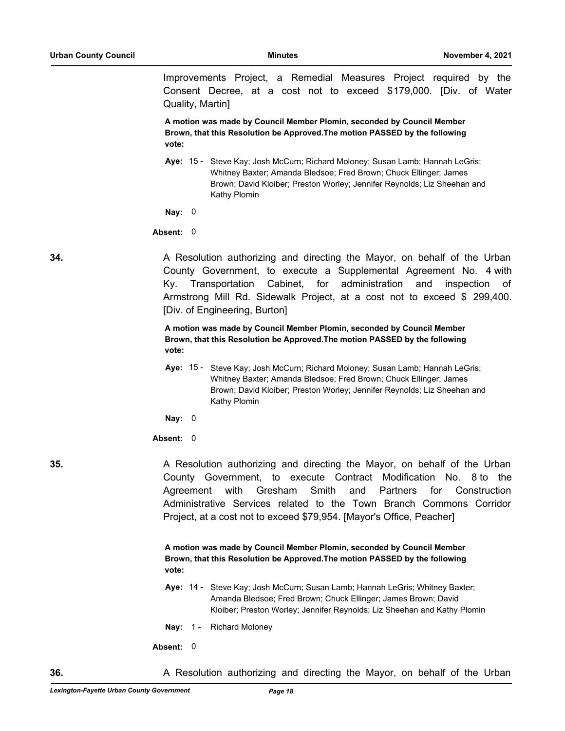Improvements Project, a Remedial Measures Project required by the Consent Decree, at a cost not to exceed $179,000. [Div. of Water Quality, Martin]

**A motion was made by Council Member Plomin, seconded by Council Member Brown, that this Resolution be Approved.The motion PASSED by the following vote:**

**Aye:** 15 - Steve Kay; Josh McCurn; Richard Moloney; Susan Lamb; Hannah LeGris; Whitney Baxter; Amanda Bledsoe; Fred Brown; Chuck Ellinger; James Brown; David Kloiber; Preston Worley; Jennifer Reynolds; Liz Sheehan and Kathy Plomin

**Nay:** 0

**Absent:** 0

**34.** A Resolution authorizing and directing the Mayor, on behalf of the Urban County Government, to execute a Supplemental Agreement No. 4 with Ky. Transportation Cabinet, for administration and inspection of Armstrong Mill Rd. Sidewalk Project, at a cost not to exceed $ 299,400. [Div. of Engineering, Burton]

**A motion was made by Council Member Plomin, seconded by Council Member Brown, that this Resolution be Approved.The motion PASSED by the following vote:**

**Aye:** 15 - Steve Kay; Josh McCurn; Richard Moloney; Susan Lamb; Hannah LeGris; Whitney Baxter; Amanda Bledsoe; Fred Brown; Chuck Ellinger; James Brown; David Kloiber; Preston Worley; Jennifer Reynolds; Liz Sheehan and Kathy Plomin

**Nay:** 0

**Absent:** 0

**35.** A Resolution authorizing and directing the Mayor, on behalf of the Urban County Government, to execute Contract Modification No. 8 to the Agreement with Gresham Smith and Partners for Construction Administrative Services related to the Town Branch Commons Corridor Project, at a cost not to exceed $79,954. [Mayor's Office, Peacher]

**A motion was made by Council Member Plomin, seconded by Council Member Brown, that this Resolution be Approved.The motion PASSED by the following vote:**

**Aye:** 14 - Steve Kay; Josh McCurn; Susan Lamb; Hannah LeGris; Whitney Baxter; Amanda Bledsoe; Fred Brown; Chuck Ellinger; James Brown; David Kloiber; Preston Worley; Jennifer Reynolds; Liz Sheehan and Kathy Plomin

**Nay:** 1 - Richard Moloney

**Absent:** 0

**36.** A Resolution authorizing and directing the Mayor, on behalf of the Urban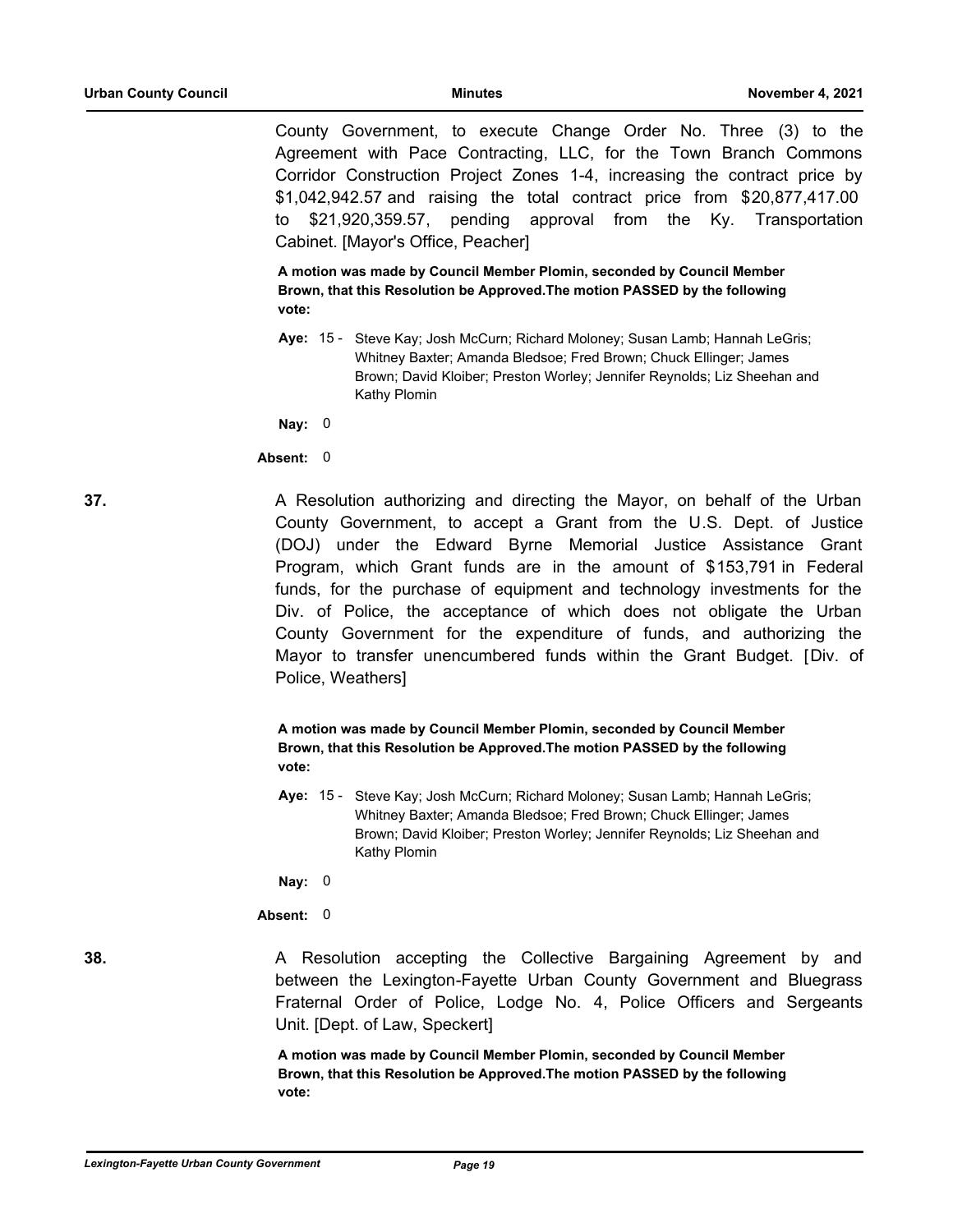County Government, to execute Change Order No. Three (3) to the Agreement with Pace Contracting, LLC, for the Town Branch Commons Corridor Construction Project Zones 1-4, increasing the contract price by $1,042,942.57 and raising the total contract price from $20,877,417.00 to $21,920,359.57, pending approval from the Ky. Transportation Cabinet. [Mayor's Office, Peacher]

**A motion was made by Council Member Plomin, seconded by Council Member Brown, that this Resolution be Approved.The motion PASSED by the following vote:**

**Aye:** 15 - Steve Kay; Josh McCurn; Richard Moloney; Susan Lamb; Hannah LeGris; Whitney Baxter; Amanda Bledsoe; Fred Brown; Chuck Ellinger; James Brown; David Kloiber; Preston Worley; Jennifer Reynolds; Liz Sheehan and Kathy Plomin

**Nay:** 0

**Absent:** 0

**37.** A Resolution authorizing and directing the Mayor, on behalf of the Urban County Government, to accept a Grant from the U.S. Dept. of Justice (DOJ) under the Edward Byrne Memorial Justice Assistance Grant Program, which Grant funds are in the amount of $153,791 in Federal funds, for the purchase of equipment and technology investments for the Div. of Police, the acceptance of which does not obligate the Urban County Government for the expenditure of funds, and authorizing the Mayor to transfer unencumbered funds within the Grant Budget. [Div. of Police, Weathers]

**A motion was made by Council Member Plomin, seconded by Council Member Brown, that this Resolution be Approved.The motion PASSED by the following vote:**

**Aye:** 15 - Steve Kay; Josh McCurn; Richard Moloney; Susan Lamb; Hannah LeGris; Whitney Baxter; Amanda Bledsoe; Fred Brown; Chuck Ellinger; James Brown; David Kloiber; Preston Worley; Jennifer Reynolds; Liz Sheehan and Kathy Plomin

**Nay:** 0

**Absent:** 0

**38.** A Resolution accepting the Collective Bargaining Agreement by and between the Lexington-Fayette Urban County Government and Bluegrass Fraternal Order of Police, Lodge No. 4, Police Officers and Sergeants Unit. [Dept. of Law, Speckert]

**A motion was made by Council Member Plomin, seconded by Council Member Brown, that this Resolution be Approved.The motion PASSED by the following vote:**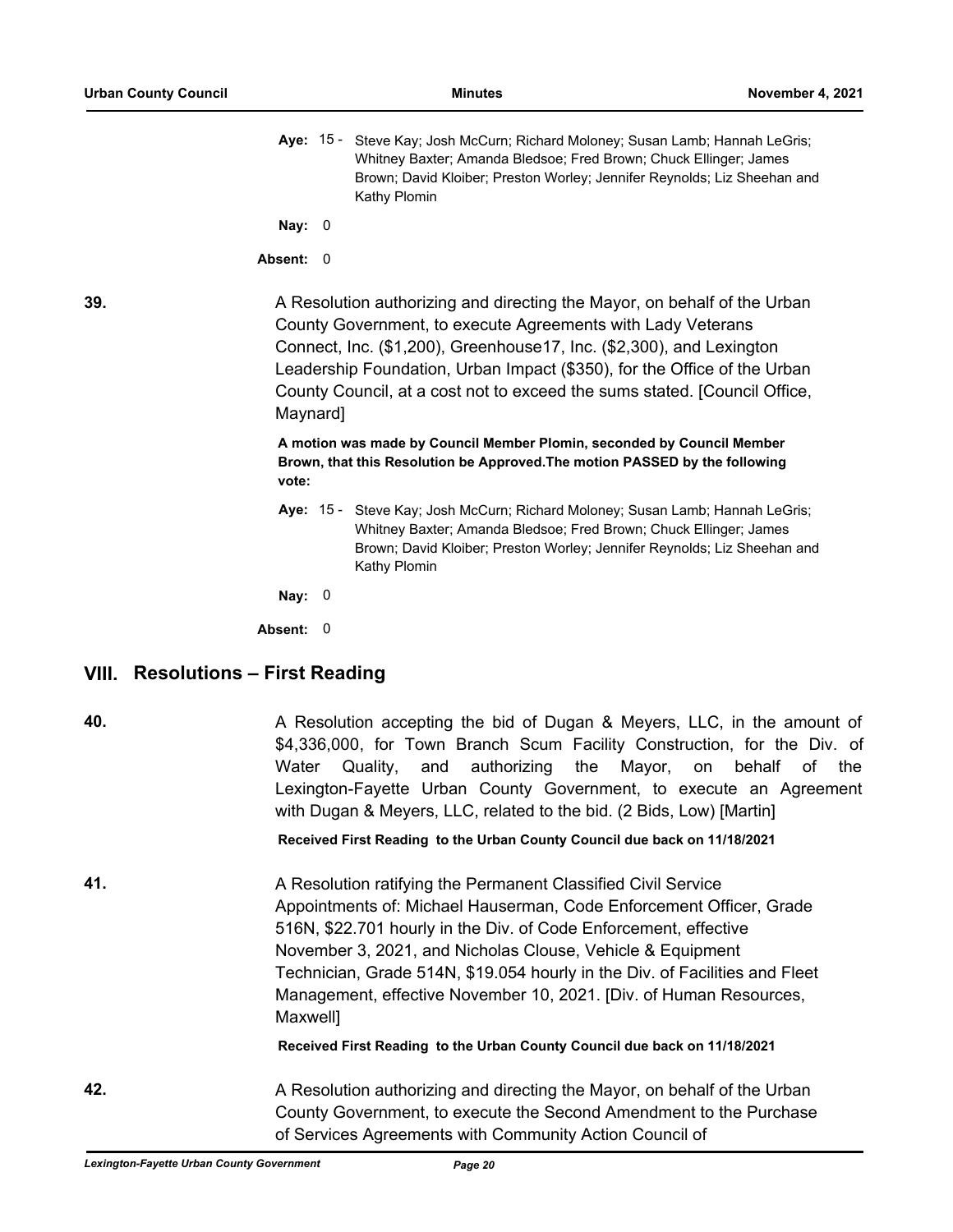**Aye:** 15 - Steve Kay; Josh McCurn; Richard Moloney; Susan Lamb; Hannah LeGris; Whitney Baxter; Amanda Bledsoe; Fred Brown; Chuck Ellinger; James Brown; David Kloiber; Preston Worley; Jennifer Reynolds; Liz Sheehan and Kathy Plomin

**Nay:** 0

**Absent:** 0

**39.** A Resolution authorizing and directing the Mayor, on behalf of the Urban County Government, to execute Agreements with Lady Veterans Connect, Inc. ($1,200), Greenhouse17, Inc. ($2,300), and Lexington Leadership Foundation, Urban Impact ($350), for the Office of the Urban County Council, at a cost not to exceed the sums stated. [Council Office, Maynard]

**A motion was made by Council Member Plomin, seconded by Council Member Brown, that this Resolution be Approved.The motion PASSED by the following vote:**

**Aye:** 15 - Steve Kay; Josh McCurn; Richard Moloney; Susan Lamb; Hannah LeGris; Whitney Baxter; Amanda Bledsoe; Fred Brown; Chuck Ellinger; James Brown; David Kloiber; Preston Worley; Jennifer Reynolds; Liz Sheehan and Kathy Plomin

**Nay:** 0

**Absent:** 0

## VIII. Resolutions – First Reading

**40.** A Resolution accepting the bid of Dugan & Meyers, LLC, in the amount of $4,336,000, for Town Branch Scum Facility Construction, for the Div. of Water Quality, and authorizing the Mayor, on behalf of the Lexington-Fayette Urban County Government, to execute an Agreement with Dugan & Meyers, LLC, related to the bid. (2 Bids, Low) [Martin]

**Received First Reading to the Urban County Council due back on 11/18/2021**

**41.** A Resolution ratifying the Permanent Classified Civil Service Appointments of: Michael Hauserman, Code Enforcement Officer, Grade 516N, $22.701 hourly in the Div. of Code Enforcement, effective November 3, 2021, and Nicholas Clouse, Vehicle & Equipment Technician, Grade 514N, $19.054 hourly in the Div. of Facilities and Fleet Management, effective November 10, 2021. [Div. of Human Resources, Maxwell]

**Received First Reading to the Urban County Council due back on 11/18/2021**

**42.** A Resolution authorizing and directing the Mayor, on behalf of the Urban County Government, to execute the Second Amendment to the Purchase of Services Agreements with Community Action Council of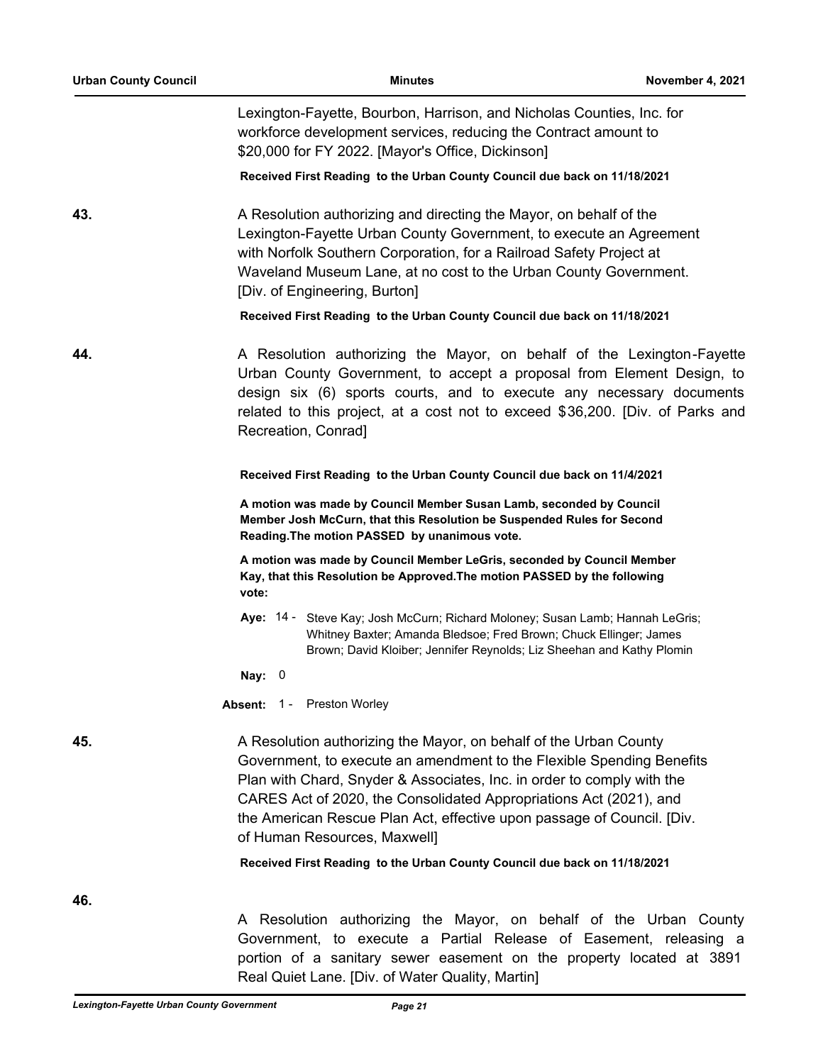Lexington-Fayette, Bourbon, Harrison, and Nicholas Counties, Inc. for workforce development services, reducing the Contract amount to $20,000 for FY 2022. [Mayor's Office, Dickinson]

**Received First Reading to the Urban County Council due back on 11/18/2021**

**43.** A Resolution authorizing and directing the Mayor, on behalf of the Lexington-Fayette Urban County Government, to execute an Agreement with Norfolk Southern Corporation, for a Railroad Safety Project at Waveland Museum Lane, at no cost to the Urban County Government. [Div. of Engineering, Burton]

**Received First Reading to the Urban County Council due back on 11/18/2021**

**44.** A Resolution authorizing the Mayor, on behalf of the Lexington-Fayette Urban County Government, to accept a proposal from Element Design, to design six (6) sports courts, and to execute any necessary documents related to this project, at a cost not to exceed $36,200. [Div. of Parks and Recreation, Conrad]

**Received First Reading to the Urban County Council due back on 11/4/2021**

**A motion was made by Council Member Susan Lamb, seconded by Council Member Josh McCurn, that this Resolution be Suspended Rules for Second Reading.The motion PASSED by unanimous vote.**

**A motion was made by Council Member LeGris, seconded by Council Member Kay, that this Resolution be Approved.The motion PASSED by the following vote:**

**Aye:** 14 - Steve Kay; Josh McCurn; Richard Moloney; Susan Lamb; Hannah LeGris; Whitney Baxter; Amanda Bledsoe; Fred Brown; Chuck Ellinger; James Brown; David Kloiber; Jennifer Reynolds; Liz Sheehan and Kathy Plomin

**Nay:** 0

**Absent:** 1 - Preston Worley

**45.** A Resolution authorizing the Mayor, on behalf of the Urban County Government, to execute an amendment to the Flexible Spending Benefits Plan with Chard, Snyder & Associates, Inc. in order to comply with the CARES Act of 2020, the Consolidated Appropriations Act (2021), and the American Rescue Plan Act, effective upon passage of Council. [Div. of Human Resources, Maxwell]

**Received First Reading to the Urban County Council due back on 11/18/2021**

**46.** A Resolution authorizing the Mayor, on behalf of the Urban County Government, to execute a Partial Release of Easement, releasing a portion of a sanitary sewer easement on the property located at 3891 Real Quiet Lane. [Div. of Water Quality, Martin]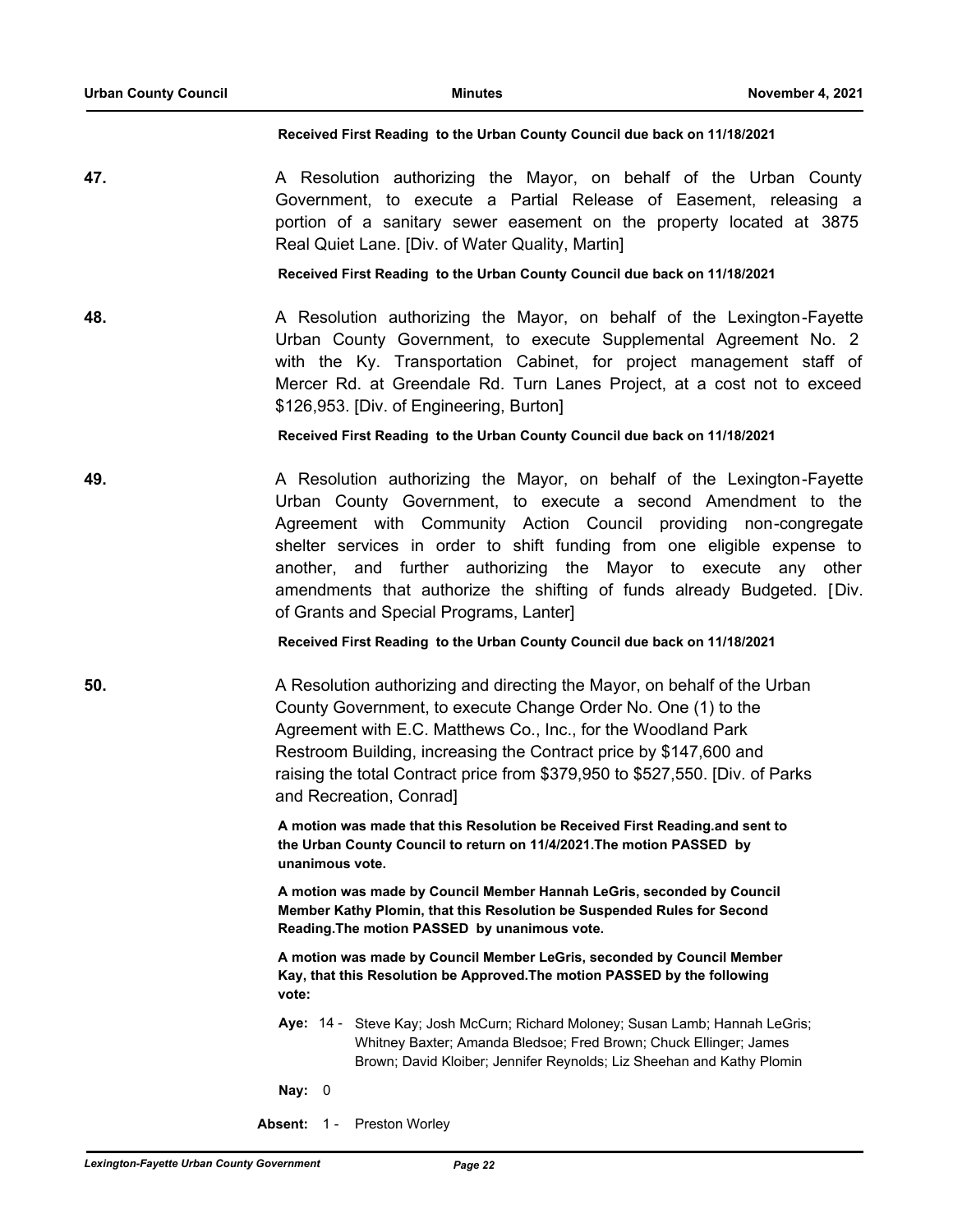**Received First Reading to the Urban County Council due back on 11/18/2021**

**47.** A Resolution authorizing the Mayor, on behalf of the Urban County Government, to execute a Partial Release of Easement, releasing a portion of a sanitary sewer easement on the property located at 3875 Real Quiet Lane. [Div. of Water Quality, Martin]

**Received First Reading to the Urban County Council due back on 11/18/2021**

**48.** A Resolution authorizing the Mayor, on behalf of the Lexington-Fayette Urban County Government, to execute Supplemental Agreement No. 2 with the Ky. Transportation Cabinet, for project management staff of Mercer Rd. at Greendale Rd. Turn Lanes Project, at a cost not to exceed $126,953. [Div. of Engineering, Burton]

**Received First Reading to the Urban County Council due back on 11/18/2021**

**49.** A Resolution authorizing the Mayor, on behalf of the Lexington-Fayette Urban County Government, to execute a second Amendment to the Agreement with Community Action Council providing non-congregate shelter services in order to shift funding from one eligible expense to another, and further authorizing the Mayor to execute any other amendments that authorize the shifting of funds already Budgeted. [Div. of Grants and Special Programs, Lanter]

**Received First Reading to the Urban County Council due back on 11/18/2021**

**50.** A Resolution authorizing and directing the Mayor, on behalf of the Urban County Government, to execute Change Order No. One (1) to the Agreement with E.C. Matthews Co., Inc., for the Woodland Park Restroom Building, increasing the Contract price by $147,600 and raising the total Contract price from $379,950 to $527,550. [Div. of Parks and Recreation, Conrad]

**A motion was made that this Resolution be Received First Reading.and sent to the Urban County Council to return on 11/4/2021.The motion PASSED by unanimous vote.**

**A motion was made by Council Member Hannah LeGris, seconded by Council Member Kathy Plomin, that this Resolution be Suspended Rules for Second Reading.The motion PASSED by unanimous vote.**

**A motion was made by Council Member LeGris, seconded by Council Member Kay, that this Resolution be Approved.The motion PASSED by the following vote:**

**Aye:** 14 - Steve Kay; Josh McCurn; Richard Moloney; Susan Lamb; Hannah LeGris; Whitney Baxter; Amanda Bledsoe; Fred Brown; Chuck Ellinger; James Brown; David Kloiber; Jennifer Reynolds; Liz Sheehan and Kathy Plomin

**Nay:** 0

**Absent:** 1 - Preston Worley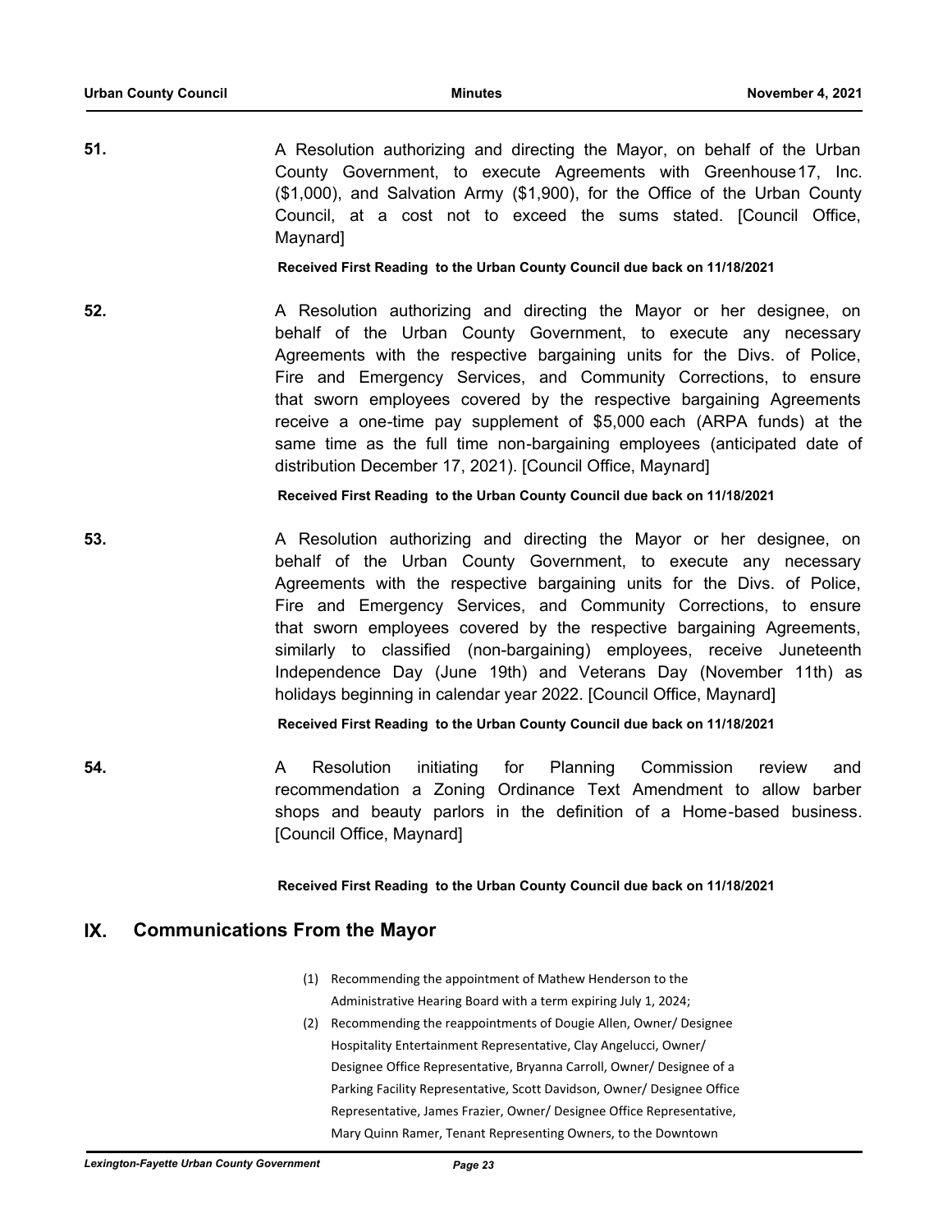**51.** A Resolution authorizing and directing the Mayor, on behalf of the Urban County Government, to execute Agreements with Greenhouse17, Inc. ($1,000), and Salvation Army ($1,900), for the Office of the Urban County Council, at a cost not to exceed the sums stated. [Council Office, Maynard]

**Received First Reading to the Urban County Council due back on 11/18/2021**

**52.** A Resolution authorizing and directing the Mayor or her designee, on behalf of the Urban County Government, to execute any necessary Agreements with the respective bargaining units for the Divs. of Police, Fire and Emergency Services, and Community Corrections, to ensure that sworn employees covered by the respective bargaining Agreements receive a one-time pay supplement of $5,000 each (ARPA funds) at the same time as the full time non-bargaining employees (anticipated date of distribution December 17, 2021). [Council Office, Maynard]

**Received First Reading to the Urban County Council due back on 11/18/2021**

**53.** A Resolution authorizing and directing the Mayor or her designee, on behalf of the Urban County Government, to execute any necessary Agreements with the respective bargaining units for the Divs. of Police, Fire and Emergency Services, and Community Corrections, to ensure that sworn employees covered by the respective bargaining Agreements, similarly to classified (non-bargaining) employees, receive Juneteenth Independence Day (June 19th) and Veterans Day (November 11th) as holidays beginning in calendar year 2022. [Council Office, Maynard]

**Received First Reading to the Urban County Council due back on 11/18/2021**

**54.** A Resolution initiating for Planning Commission review and recommendation a Zoning Ordinance Text Amendment to allow barber shops and beauty parlors in the definition of a Home-based business. [Council Office, Maynard]

**Received First Reading to the Urban County Council due back on 11/18/2021**

## IX. Communications From the Mayor

(1) Recommending the appointment of Mathew Henderson to the Administrative Hearing Board with a term expiring July 1, 2024;

(2) Recommending the reappointments of Dougie Allen, Owner/ Designee Hospitality Entertainment Representative, Clay Angelucci, Owner/ Designee Office Representative, Bryanna Carroll, Owner/ Designee of a Parking Facility Representative, Scott Davidson, Owner/ Designee Office Representative, James Frazier, Owner/ Designee Office Representative, Mary Quinn Ramer, Tenant Representing Owners, to the Downtown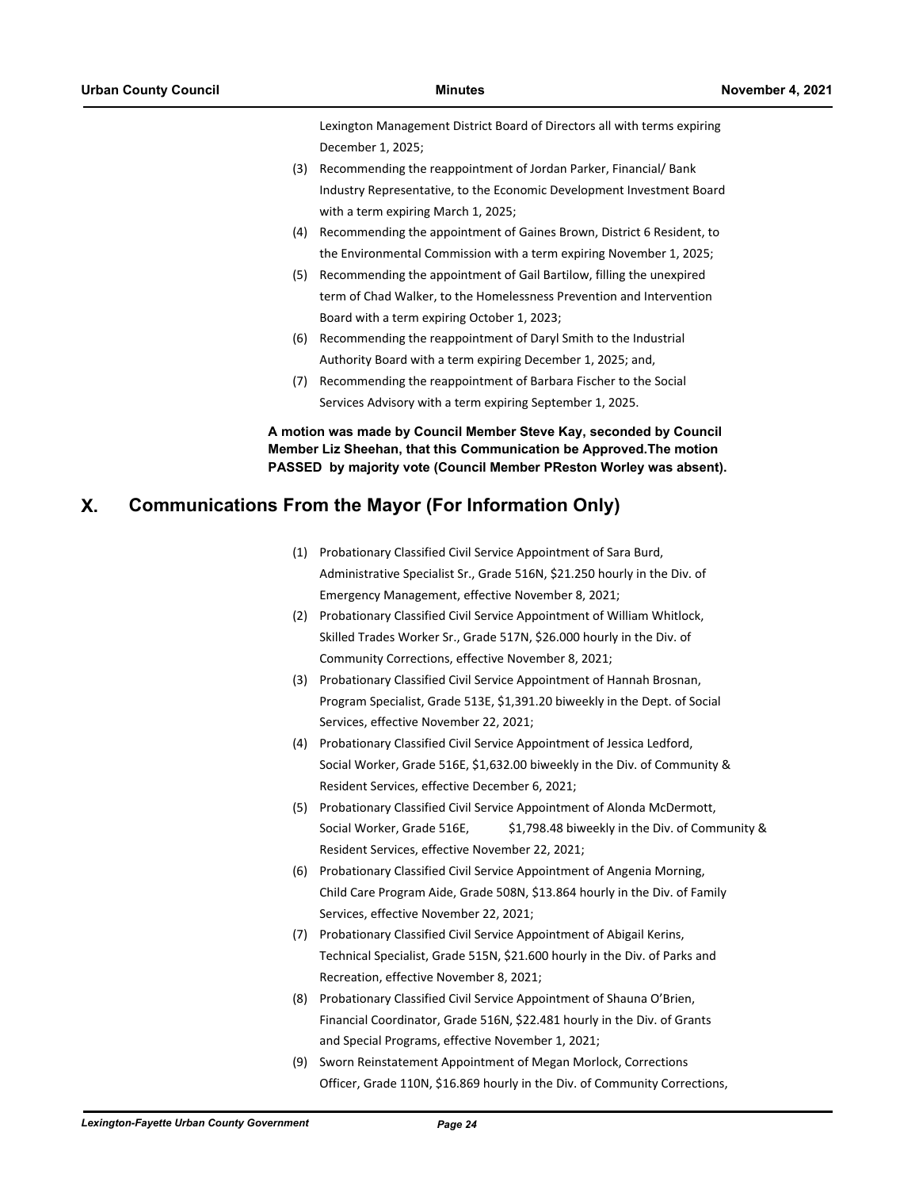Lexington Management District Board of Directors all with terms expiring December 1, 2025;

(3) Recommending the reappointment of Jordan Parker, Financial/ Bank Industry Representative, to the Economic Development Investment Board with a term expiring March 1, 2025;

(4) Recommending the appointment of Gaines Brown, District 6 Resident, to the Environmental Commission with a term expiring November 1, 2025;

(5) Recommending the appointment of Gail Bartilow, filling the unexpired term of Chad Walker, to the Homelessness Prevention and Intervention Board with a term expiring October 1, 2023;

(6) Recommending the reappointment of Daryl Smith to the Industrial Authority Board with a term expiring December 1, 2025; and,

(7) Recommending the reappointment of Barbara Fischer to the Social Services Advisory with a term expiring September 1, 2025.

**A motion was made by Council Member Steve Kay, seconded by Council Member Liz Sheehan, that this Communication be Approved.The motion PASSED by majority vote (Council Member PReston Worley was absent).**

## X. Communications From the Mayor (For Information Only)

(1) Probationary Classified Civil Service Appointment of Sara Burd, Administrative Specialist Sr., Grade 516N, $21.250 hourly in the Div. of Emergency Management, effective November 8, 2021;

(2) Probationary Classified Civil Service Appointment of William Whitlock, Skilled Trades Worker Sr., Grade 517N, $26.000 hourly in the Div. of Community Corrections, effective November 8, 2021;

(3) Probationary Classified Civil Service Appointment of Hannah Brosnan, Program Specialist, Grade 513E, $1,391.20 biweekly in the Dept. of Social Services, effective November 22, 2021;

(4) Probationary Classified Civil Service Appointment of Jessica Ledford, Social Worker, Grade 516E, $1,632.00 biweekly in the Div. of Community & Resident Services, effective December 6, 2021;

(5) Probationary Classified Civil Service Appointment of Alonda McDermott, Social Worker, Grade 516E, $1,798.48 biweekly in the Div. of Community & Resident Services, effective November 22, 2021;

(6) Probationary Classified Civil Service Appointment of Angenia Morning, Child Care Program Aide, Grade 508N, $13.864 hourly in the Div. of Family Services, effective November 22, 2021;

(7) Probationary Classified Civil Service Appointment of Abigail Kerins, Technical Specialist, Grade 515N, $21.600 hourly in the Div. of Parks and Recreation, effective November 8, 2021;

(8) Probationary Classified Civil Service Appointment of Shauna O'Brien, Financial Coordinator, Grade 516N, $22.481 hourly in the Div. of Grants and Special Programs, effective November 1, 2021;

(9) Sworn Reinstatement Appointment of Megan Morlock, Corrections Officer, Grade 110N, $16.869 hourly in the Div. of Community Corrections,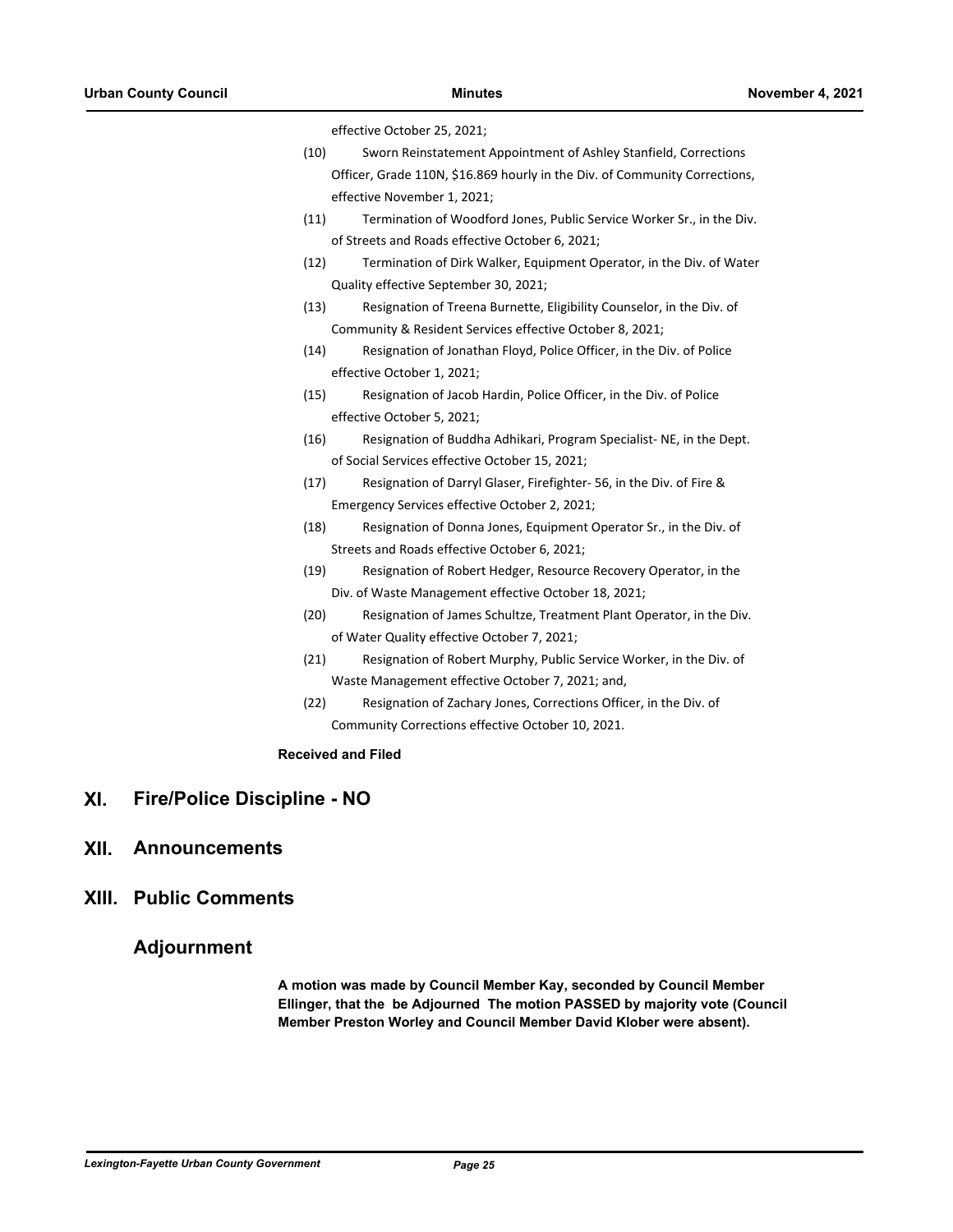effective October 25, 2021;

(10) Sworn Reinstatement Appointment of Ashley Stanfield, Corrections Officer, Grade 110N, $16.869 hourly in the Div. of Community Corrections, effective November 1, 2021;

(11) Termination of Woodford Jones, Public Service Worker Sr., in the Div. of Streets and Roads effective October 6, 2021;

(12) Termination of Dirk Walker, Equipment Operator, in the Div. of Water Quality effective September 30, 2021;

(13) Resignation of Treena Burnette, Eligibility Counselor, in the Div. of Community & Resident Services effective October 8, 2021;

(14) Resignation of Jonathan Floyd, Police Officer, in the Div. of Police effective October 1, 2021;

(15) Resignation of Jacob Hardin, Police Officer, in the Div. of Police effective October 5, 2021;

(16) Resignation of Buddha Adhikari, Program Specialist- NE, in the Dept. of Social Services effective October 15, 2021;

(17) Resignation of Darryl Glaser, Firefighter- 56, in the Div. of Fire & Emergency Services effective October 2, 2021;

(18) Resignation of Donna Jones, Equipment Operator Sr., in the Div. of Streets and Roads effective October 6, 2021;

(19) Resignation of Robert Hedger, Resource Recovery Operator, in the Div. of Waste Management effective October 18, 2021;

(20) Resignation of James Schultze, Treatment Plant Operator, in the Div. of Water Quality effective October 7, 2021;

(21) Resignation of Robert Murphy, Public Service Worker, in the Div. of Waste Management effective October 7, 2021; and,

(22) Resignation of Zachary Jones, Corrections Officer, in the Div. of Community Corrections effective October 10, 2021.

**Received and Filed**

# XI. Fire/Police Discipline - NO

# XII. Announcements

# XIII. Public Comments

# Adjournment

**A motion was made by Council Member Kay, seconded by Council Member Ellinger, that the be Adjourned The motion PASSED by majority vote (Council Member Preston Worley and Council Member David Klober were absent).**